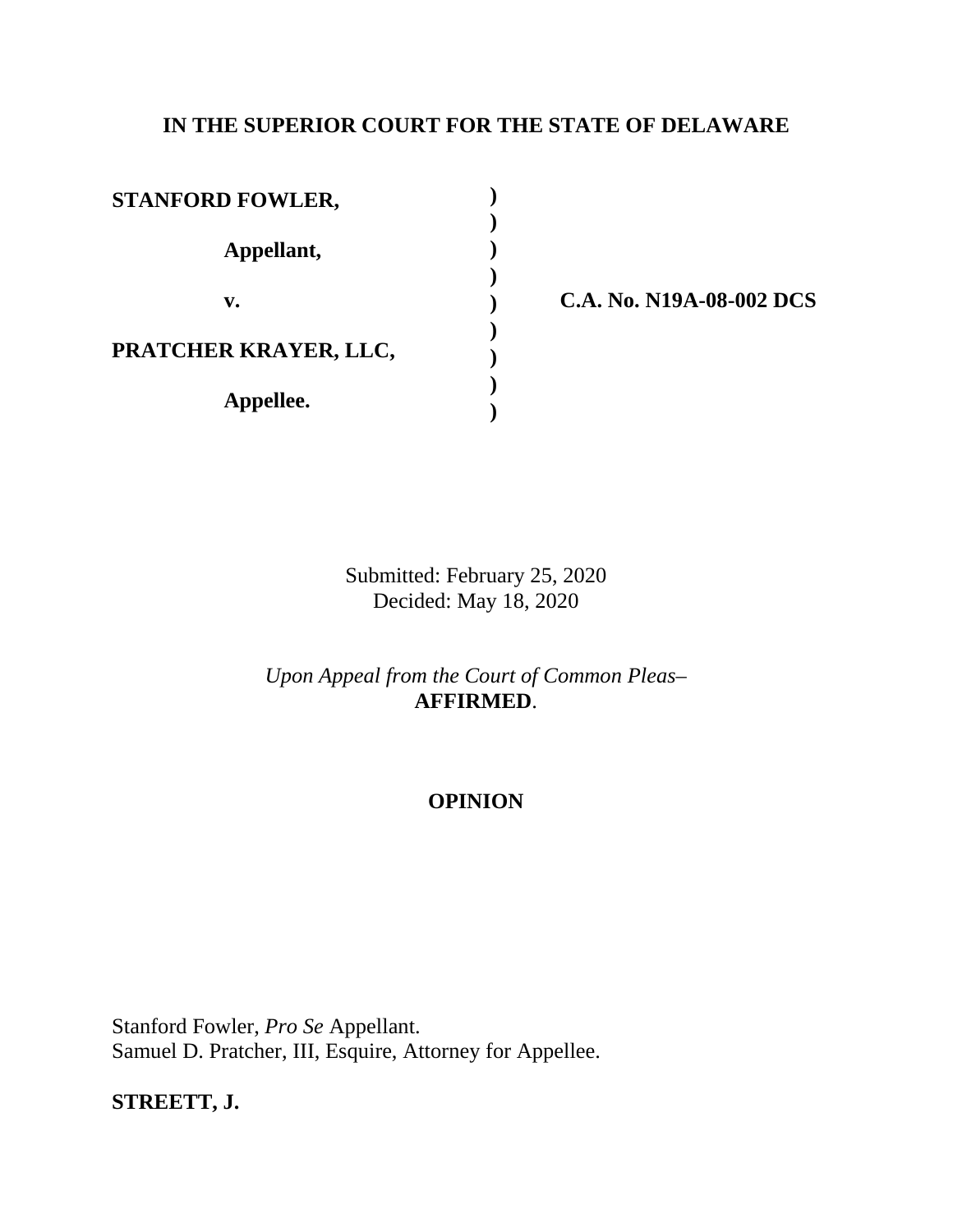**IN THE SUPERIOR COURT FOR THE STATE OF DELAWARE**

| | | |
|---|---|---|
| **STANFORD FOWLER,** | ) | |
| | ) | |
| **Appellant,** | ) | |
| | ) | |
| **v.** | ) | **C.A. No. N19A-08-002 DCS** |
| | ) | |
| **PRATCHER KRAYER, LLC,** | ) | |
| | ) | |
| **Appellee.** | ) | |

Submitted: February 25, 2020
Decided: May 18, 2020

*Upon Appeal from the Court of Common Pleas–*
**AFFIRMED**.

**OPINION**

Stanford Fowler, *Pro Se* Appellant.
Samuel D. Pratcher, III, Esquire, Attorney for Appellee.

**STREETT, J.**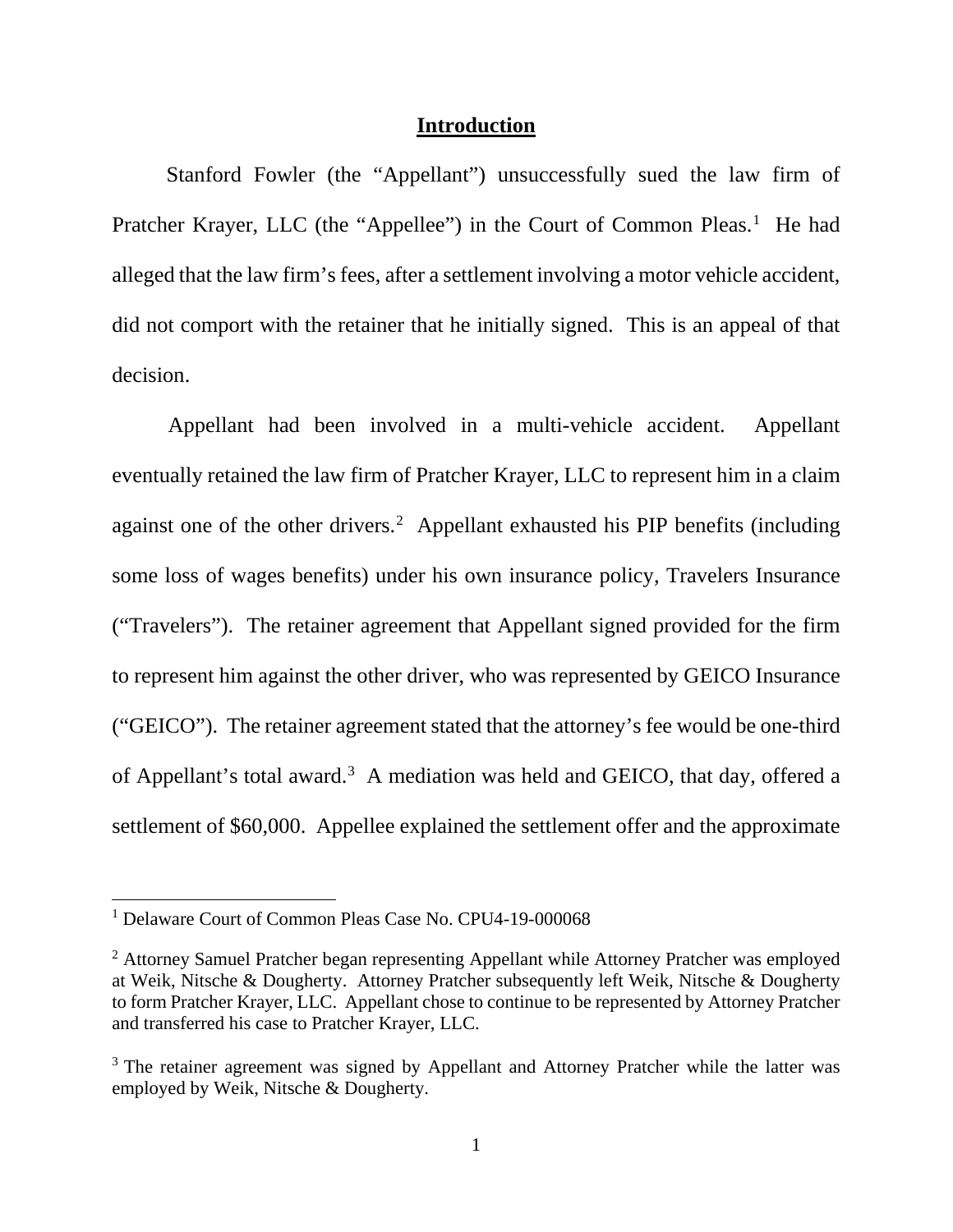## Introduction

Stanford Fowler (the "Appellant") unsuccessfully sued the law firm of Pratcher Krayer, LLC (the "Appellee") in the Court of Common Pleas.[1] He had alleged that the law firm's fees, after a settlement involving a motor vehicle accident, did not comport with the retainer that he initially signed. This is an appeal of that decision.

Appellant had been involved in a multi-vehicle accident. Appellant eventually retained the law firm of Pratcher Krayer, LLC to represent him in a claim against one of the other drivers.[2] Appellant exhausted his PIP benefits (including some loss of wages benefits) under his own insurance policy, Travelers Insurance ("Travelers"). The retainer agreement that Appellant signed provided for the firm to represent him against the other driver, who was represented by GEICO Insurance ("GEICO"). The retainer agreement stated that the attorney's fee would be one-third of Appellant's total award.[3] A mediation was held and GEICO, that day, offered a settlement of $60,000. Appellee explained the settlement offer and the approximate

---

[1] Delaware Court of Common Pleas Case No. CPU4-19-000068

[2] Attorney Samuel Pratcher began representing Appellant while Attorney Pratcher was employed at Weik, Nitsche & Dougherty. Attorney Pratcher subsequently left Weik, Nitsche & Dougherty to form Pratcher Krayer, LLC. Appellant chose to continue to be represented by Attorney Pratcher and transferred his case to Pratcher Krayer, LLC.

[3] The retainer agreement was signed by Appellant and Attorney Pratcher while the latter was employed by Weik, Nitsche & Dougherty.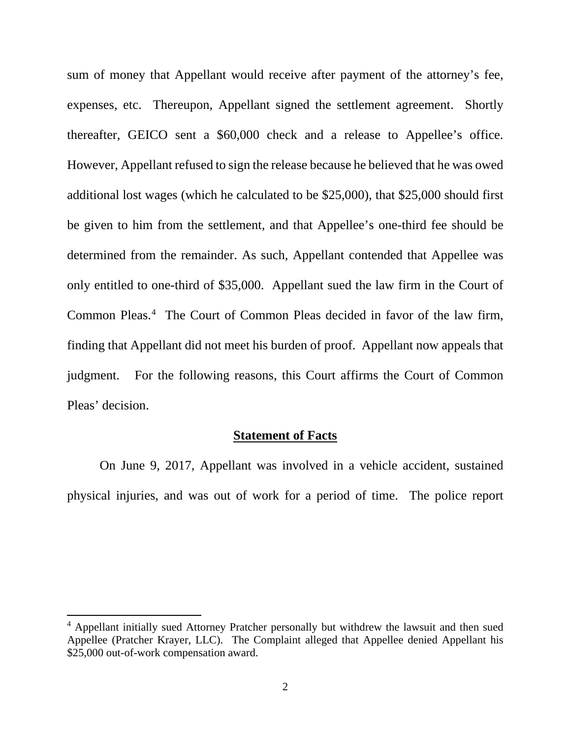sum of money that Appellant would receive after payment of the attorney's fee, expenses, etc. Thereupon, Appellant signed the settlement agreement. Shortly thereafter, GEICO sent a $60,000 check and a release to Appellee's office. However, Appellant refused to sign the release because he believed that he was owed additional lost wages (which he calculated to be $25,000), that $25,000 should first be given to him from the settlement, and that Appellee's one-third fee should be determined from the remainder. As such, Appellant contended that Appellee was only entitled to one-third of $35,000. Appellant sued the law firm in the Court of Common Pleas.[4] The Court of Common Pleas decided in favor of the law firm, finding that Appellant did not meet his burden of proof. Appellant now appeals that judgment. For the following reasons, this Court affirms the Court of Common Pleas' decision.

## Statement of Facts

On June 9, 2017, Appellant was involved in a vehicle accident, sustained physical injuries, and was out of work for a period of time. The police report

[4] Appellant initially sued Attorney Pratcher personally but withdrew the lawsuit and then sued Appellee (Pratcher Krayer, LLC). The Complaint alleged that Appellee denied Appellant his $25,000 out-of-work compensation award.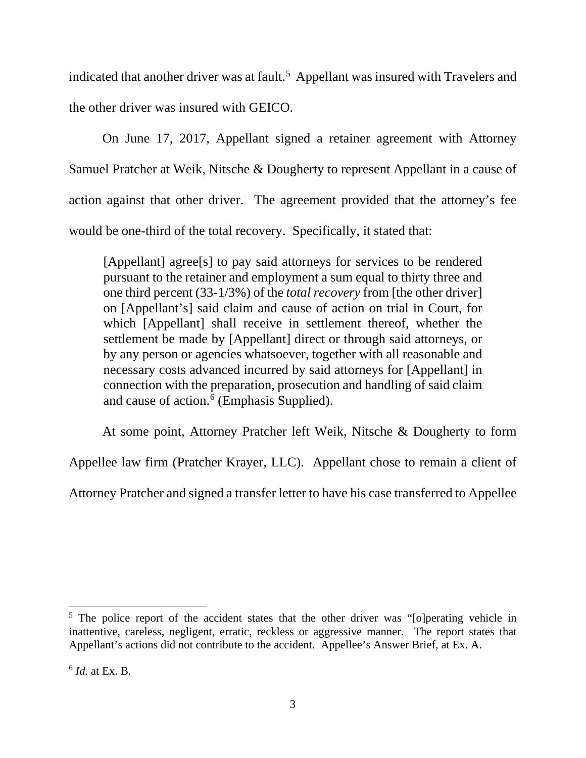indicated that another driver was at fault.[5] Appellant was insured with Travelers and the other driver was insured with GEICO.

On June 17, 2017, Appellant signed a retainer agreement with Attorney Samuel Pratcher at Weik, Nitsche & Dougherty to represent Appellant in a cause of action against that other driver. The agreement provided that the attorney's fee would be one-third of the total recovery. Specifically, it stated that:

> [Appellant] agree[s] to pay said attorneys for services to be rendered pursuant to the retainer and employment a sum equal to thirty three and one third percent (33-1/3%) of the *total recovery* from [the other driver] on [Appellant's] said claim and cause of action on trial in Court, for which [Appellant] shall receive in settlement thereof, whether the settlement be made by [Appellant] direct or through said attorneys, or by any person or agencies whatsoever, together with all reasonable and necessary costs advanced incurred by said attorneys for [Appellant] in connection with the preparation, prosecution and handling of said claim and cause of action.[6] (Emphasis Supplied).

At some point, Attorney Pratcher left Weik, Nitsche & Dougherty to form Appellee law firm (Pratcher Krayer, LLC). Appellant chose to remain a client of Attorney Pratcher and signed a transfer letter to have his case transferred to Appellee

---

[5] The police report of the accident states that the other driver was "[o]perating vehicle in inattentive, careless, negligent, erratic, reckless or aggressive manner. The report states that Appellant's actions did not contribute to the accident. Appellee's Answer Brief, at Ex. A.

[6] *Id.* at Ex. B.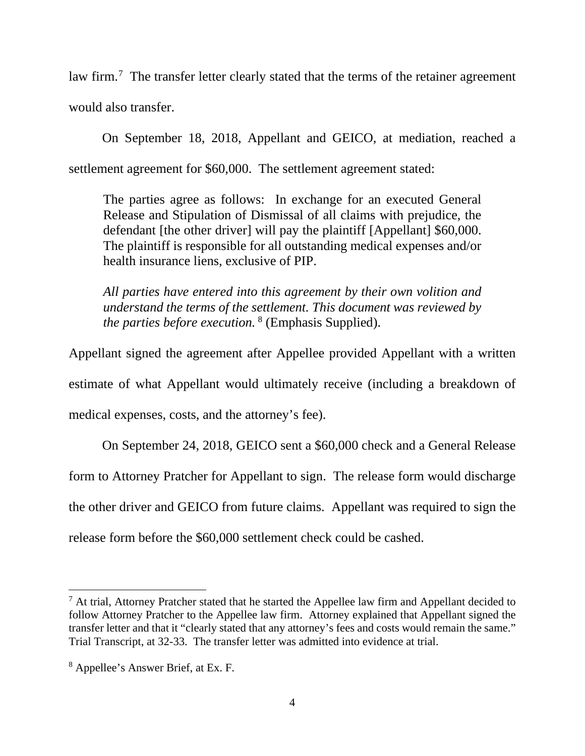law firm.[7] The transfer letter clearly stated that the terms of the retainer agreement would also transfer.

On September 18, 2018, Appellant and GEICO, at mediation, reached a settlement agreement for $60,000. The settlement agreement stated:

> The parties agree as follows: In exchange for an executed General Release and Stipulation of Dismissal of all claims with prejudice, the defendant [the other driver] will pay the plaintiff [Appellant] $60,000. The plaintiff is responsible for all outstanding medical expenses and/or health insurance liens, exclusive of PIP.
>
> *All parties have entered into this agreement by their own volition and understand the terms of the settlement. This document was reviewed by the parties before execution.* [8] (Emphasis Supplied).

Appellant signed the agreement after Appellee provided Appellant with a written estimate of what Appellant would ultimately receive (including a breakdown of medical expenses, costs, and the attorney's fee).

On September 24, 2018, GEICO sent a $60,000 check and a General Release form to Attorney Pratcher for Appellant to sign. The release form would discharge the other driver and GEICO from future claims. Appellant was required to sign the release form before the $60,000 settlement check could be cashed.

---

[7] At trial, Attorney Pratcher stated that he started the Appellee law firm and Appellant decided to follow Attorney Pratcher to the Appellee law firm. Attorney explained that Appellant signed the transfer letter and that it "clearly stated that any attorney's fees and costs would remain the same." Trial Transcript, at 32-33. The transfer letter was admitted into evidence at trial.

[8] Appellee's Answer Brief, at Ex. F.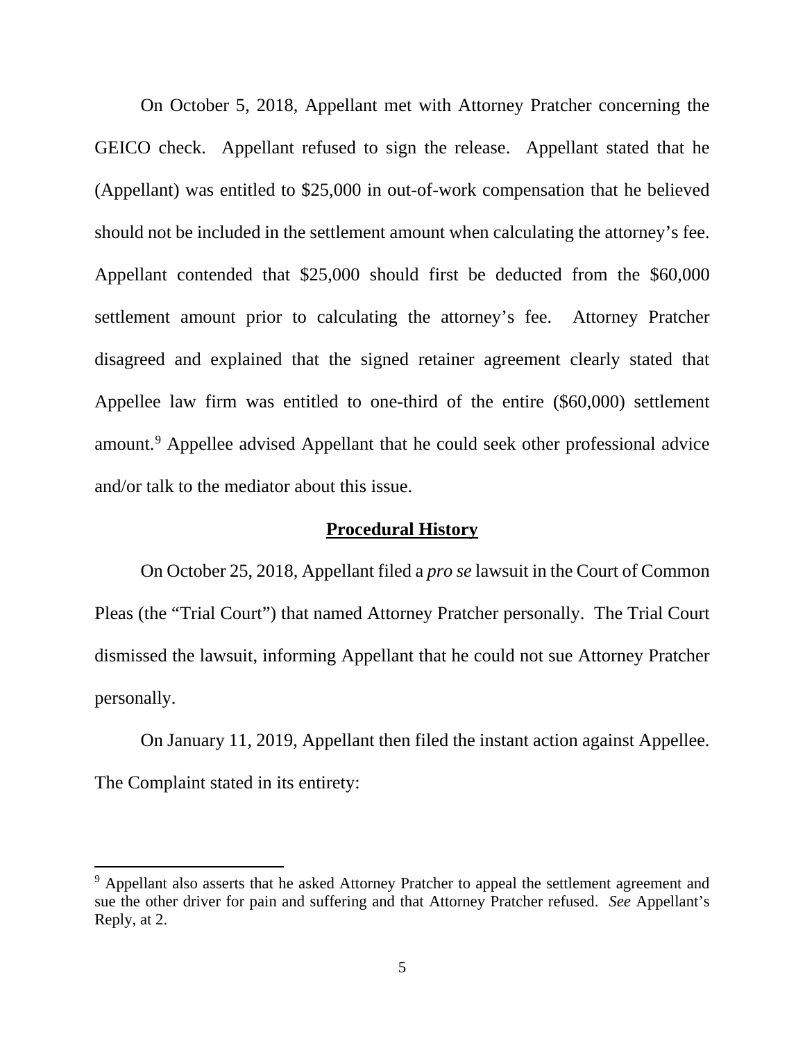On October 5, 2018, Appellant met with Attorney Pratcher concerning the GEICO check. Appellant refused to sign the release. Appellant stated that he (Appellant) was entitled to $25,000 in out-of-work compensation that he believed should not be included in the settlement amount when calculating the attorney's fee. Appellant contended that $25,000 should first be deducted from the $60,000 settlement amount prior to calculating the attorney's fee. Attorney Pratcher disagreed and explained that the signed retainer agreement clearly stated that Appellee law firm was entitled to one-third of the entire ($60,000) settlement amount.[9] Appellee advised Appellant that he could seek other professional advice and/or talk to the mediator about this issue.

## Procedural History

On October 25, 2018, Appellant filed a *pro se* lawsuit in the Court of Common Pleas (the "Trial Court") that named Attorney Pratcher personally. The Trial Court dismissed the lawsuit, informing Appellant that he could not sue Attorney Pratcher personally.

On January 11, 2019, Appellant then filed the instant action against Appellee. The Complaint stated in its entirety:

---

[9] Appellant also asserts that he asked Attorney Pratcher to appeal the settlement agreement and sue the other driver for pain and suffering and that Attorney Pratcher refused. *See* Appellant's Reply, at 2.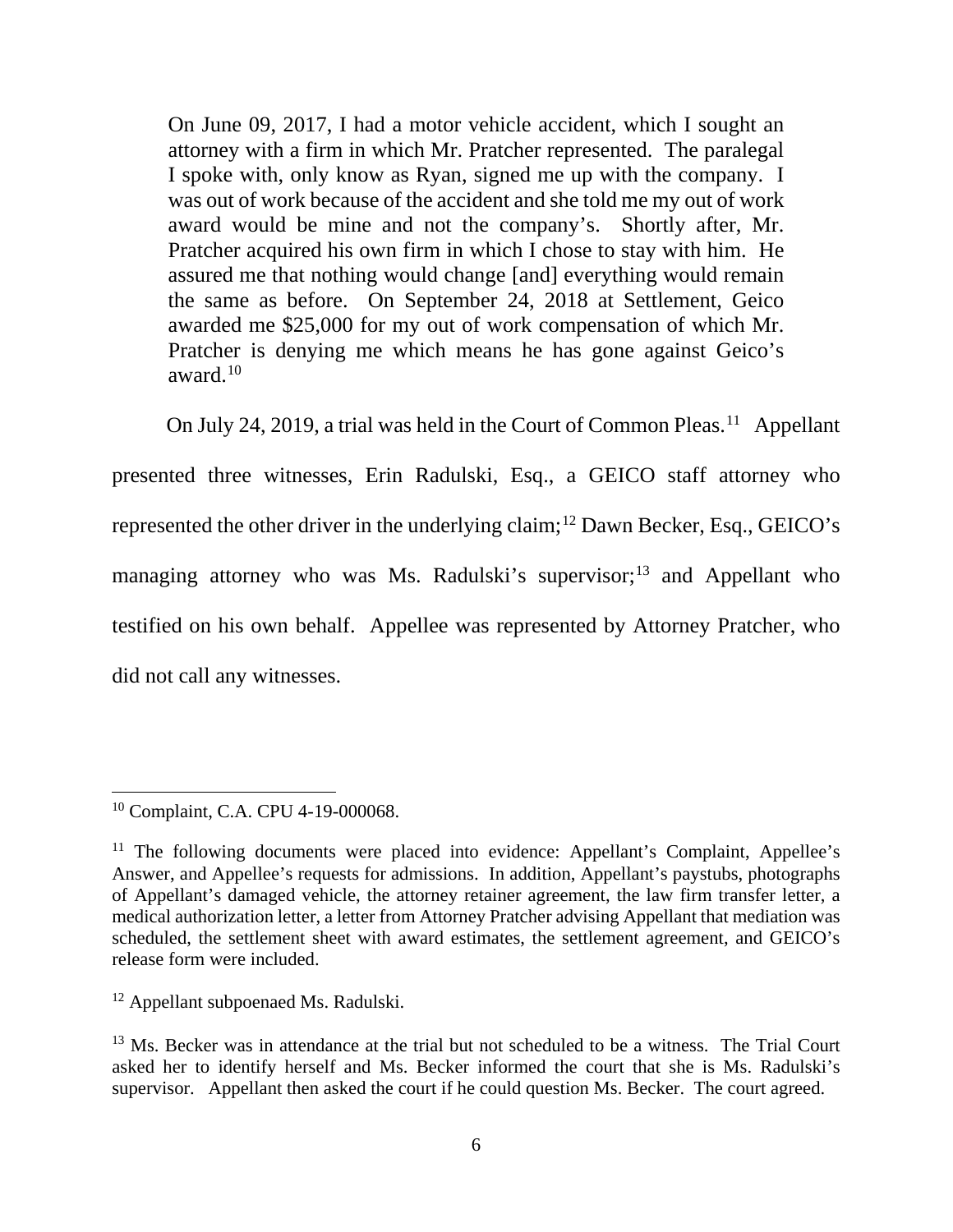> On June 09, 2017, I had a motor vehicle accident, which I sought an attorney with a firm in which Mr. Pratcher represented. The paralegal I spoke with, only know as Ryan, signed me up with the company. I was out of work because of the accident and she told me my out of work award would be mine and not the company's. Shortly after, Mr. Pratcher acquired his own firm in which I chose to stay with him. He assured me that nothing would change [and] everything would remain the same as before. On September 24, 2018 at Settlement, Geico awarded me $25,000 for my out of work compensation of which Mr. Pratcher is denying me which means he has gone against Geico's award.[10]

On July 24, 2019, a trial was held in the Court of Common Pleas.[11] Appellant presented three witnesses, Erin Radulski, Esq., a GEICO staff attorney who represented the other driver in the underlying claim;[12] Dawn Becker, Esq., GEICO's managing attorney who was Ms. Radulski's supervisor;[13] and Appellant who testified on his own behalf. Appellee was represented by Attorney Pratcher, who did not call any witnesses.

---

[10] Complaint, C.A. CPU 4-19-000068.

[11] The following documents were placed into evidence: Appellant's Complaint, Appellee's Answer, and Appellee's requests for admissions. In addition, Appellant's paystubs, photographs of Appellant's damaged vehicle, the attorney retainer agreement, the law firm transfer letter, a medical authorization letter, a letter from Attorney Pratcher advising Appellant that mediation was scheduled, the settlement sheet with award estimates, the settlement agreement, and GEICO's release form were included.

[12] Appellant subpoenaed Ms. Radulski.

[13] Ms. Becker was in attendance at the trial but not scheduled to be a witness. The Trial Court asked her to identify herself and Ms. Becker informed the court that she is Ms. Radulski's supervisor. Appellant then asked the court if he could question Ms. Becker. The court agreed.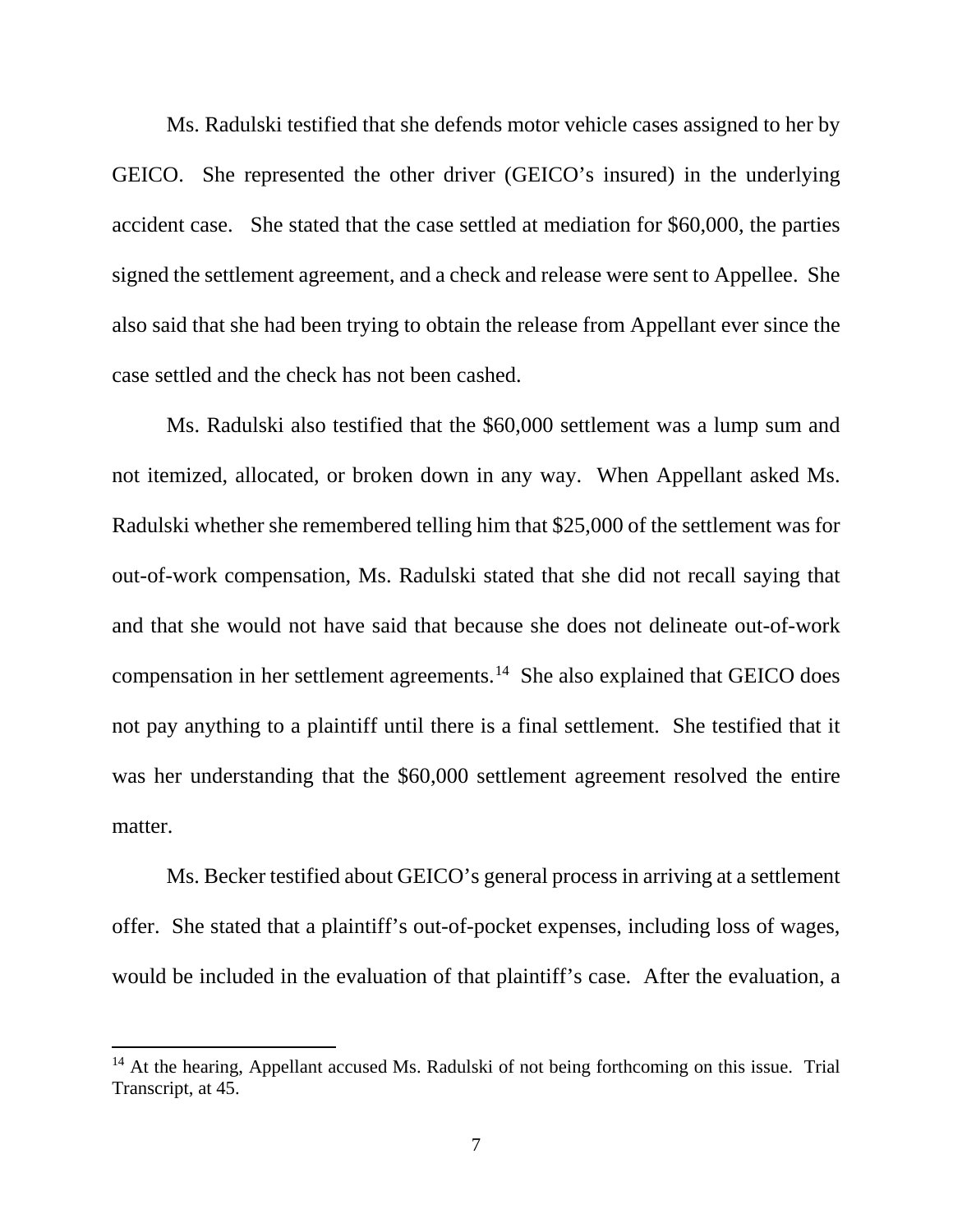Ms. Radulski testified that she defends motor vehicle cases assigned to her by GEICO. She represented the other driver (GEICO's insured) in the underlying accident case. She stated that the case settled at mediation for $60,000, the parties signed the settlement agreement, and a check and release were sent to Appellee. She also said that she had been trying to obtain the release from Appellant ever since the case settled and the check has not been cashed.

Ms. Radulski also testified that the $60,000 settlement was a lump sum and not itemized, allocated, or broken down in any way. When Appellant asked Ms. Radulski whether she remembered telling him that $25,000 of the settlement was for out-of-work compensation, Ms. Radulski stated that she did not recall saying that and that she would not have said that because she does not delineate out-of-work compensation in her settlement agreements.[14] She also explained that GEICO does not pay anything to a plaintiff until there is a final settlement. She testified that it was her understanding that the $60,000 settlement agreement resolved the entire matter.

Ms. Becker testified about GEICO's general process in arriving at a settlement offer. She stated that a plaintiff's out-of-pocket expenses, including loss of wages, would be included in the evaluation of that plaintiff's case. After the evaluation, a

---

[14] At the hearing, Appellant accused Ms. Radulski of not being forthcoming on this issue. Trial Transcript, at 45.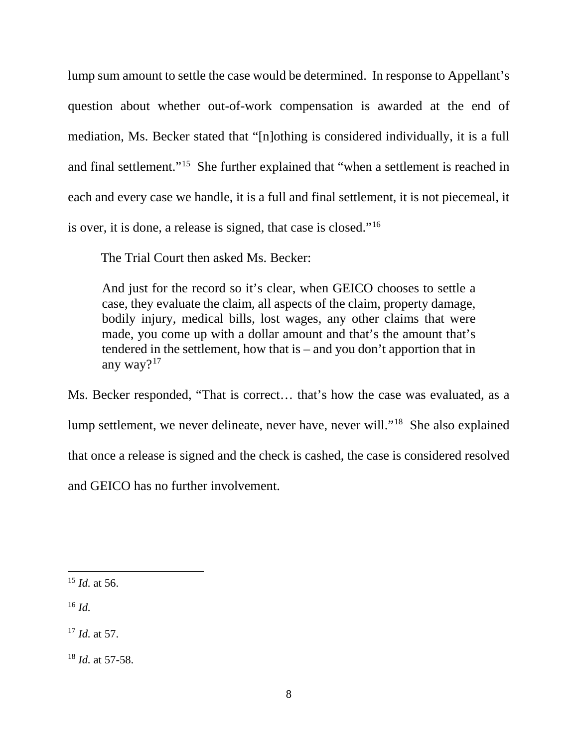lump sum amount to settle the case would be determined. In response to Appellant's question about whether out-of-work compensation is awarded at the end of mediation, Ms. Becker stated that "[n]othing is considered individually, it is a full and final settlement."[15] She further explained that "when a settlement is reached in each and every case we handle, it is a full and final settlement, it is not piecemeal, it is over, it is done, a release is signed, that case is closed."[16]

The Trial Court then asked Ms. Becker:

> And just for the record so it's clear, when GEICO chooses to settle a case, they evaluate the claim, all aspects of the claim, property damage, bodily injury, medical bills, lost wages, any other claims that were made, you come up with a dollar amount and that's the amount that's tendered in the settlement, how that is – and you don't apportion that in any way?[17]

Ms. Becker responded, "That is correct… that's how the case was evaluated, as a lump settlement, we never delineate, never have, never will."[18] She also explained that once a release is signed and the check is cashed, the case is considered resolved and GEICO has no further involvement.

---

[15] *Id.* at 56.

[16] *Id.*

[17] *Id.* at 57.

[18] *Id.* at 57-58.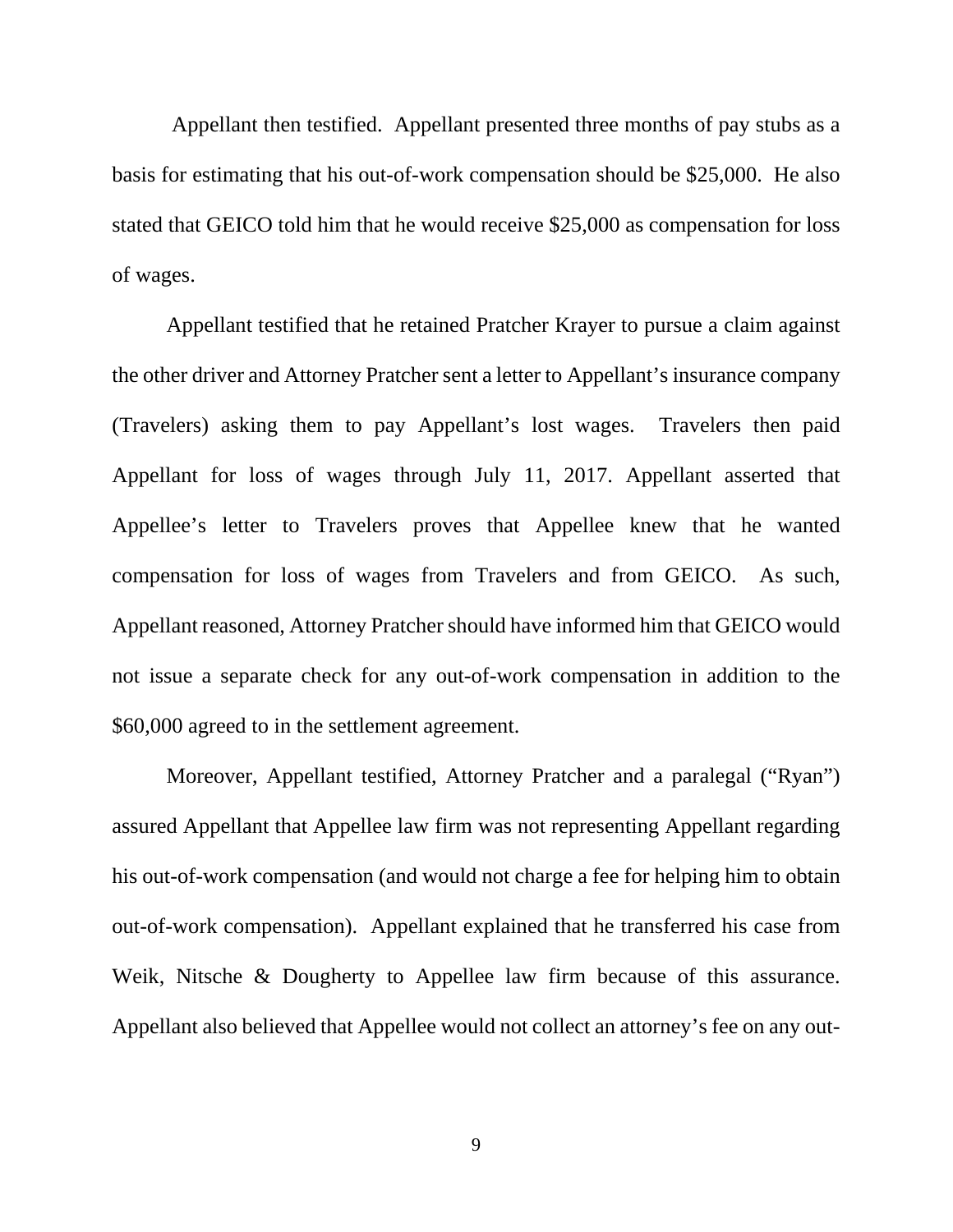Appellant then testified. Appellant presented three months of pay stubs as a basis for estimating that his out-of-work compensation should be $25,000. He also stated that GEICO told him that he would receive $25,000 as compensation for loss of wages.

Appellant testified that he retained Pratcher Krayer to pursue a claim against the other driver and Attorney Pratcher sent a letter to Appellant's insurance company (Travelers) asking them to pay Appellant's lost wages. Travelers then paid Appellant for loss of wages through July 11, 2017. Appellant asserted that Appellee's letter to Travelers proves that Appellee knew that he wanted compensation for loss of wages from Travelers and from GEICO. As such, Appellant reasoned, Attorney Pratcher should have informed him that GEICO would not issue a separate check for any out-of-work compensation in addition to the $60,000 agreed to in the settlement agreement.

Moreover, Appellant testified, Attorney Pratcher and a paralegal ("Ryan") assured Appellant that Appellee law firm was not representing Appellant regarding his out-of-work compensation (and would not charge a fee for helping him to obtain out-of-work compensation). Appellant explained that he transferred his case from Weik, Nitsche & Dougherty to Appellee law firm because of this assurance. Appellant also believed that Appellee would not collect an attorney's fee on any out-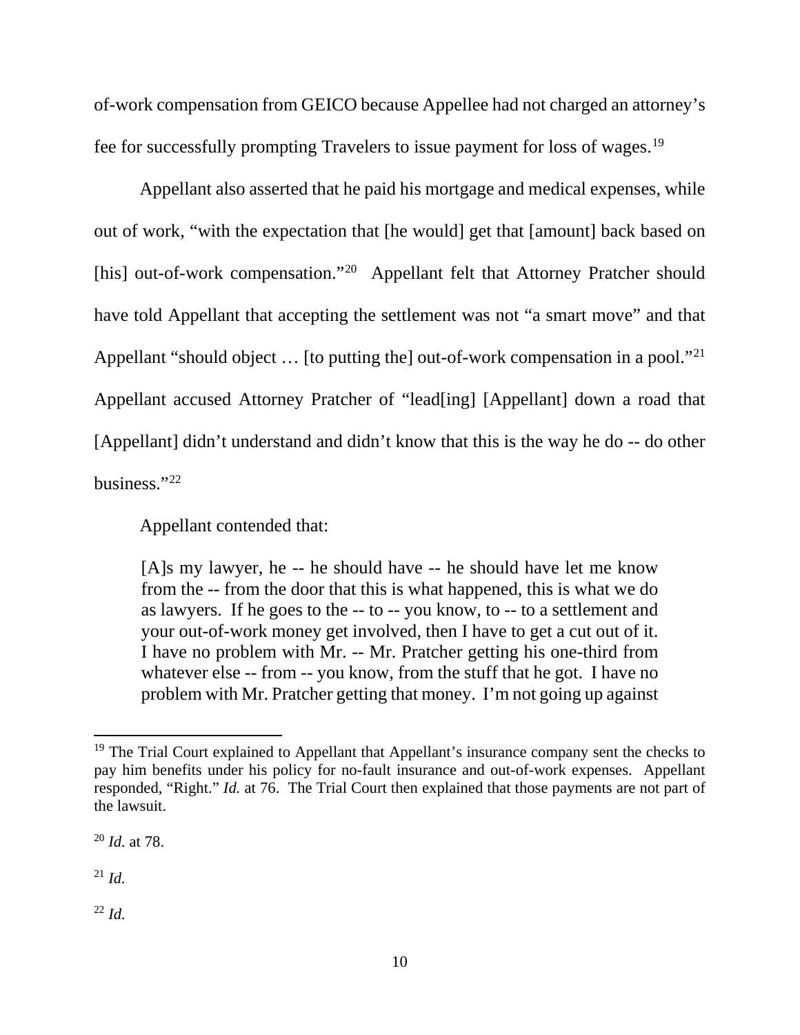of-work compensation from GEICO because Appellee had not charged an attorney's fee for successfully prompting Travelers to issue payment for loss of wages.[19]

Appellant also asserted that he paid his mortgage and medical expenses, while out of work, "with the expectation that [he would] get that [amount] back based on [his] out-of-work compensation."[20] Appellant felt that Attorney Pratcher should have told Appellant that accepting the settlement was not "a smart move" and that Appellant "should object … [to putting the] out-of-work compensation in a pool."[21] Appellant accused Attorney Pratcher of "lead[ing] [Appellant] down a road that [Appellant] didn't understand and didn't know that this is the way he do -- do other business."[22]

Appellant contended that:

> [A]s my lawyer, he -- he should have -- he should have let me know from the -- from the door that this is what happened, this is what we do as lawyers. If he goes to the -- to -- you know, to -- to a settlement and your out-of-work money get involved, then I have to get a cut out of it. I have no problem with Mr. -- Mr. Pratcher getting his one-third from whatever else -- from -- you know, from the stuff that he got. I have no problem with Mr. Pratcher getting that money. I'm not going up against

---

[19] The Trial Court explained to Appellant that Appellant's insurance company sent the checks to pay him benefits under his policy for no-fault insurance and out-of-work expenses. Appellant responded, "Right." *Id.* at 76. The Trial Court then explained that those payments are not part of the lawsuit.

[20] *Id.* at 78.

[21] *Id.*

[22] *Id.*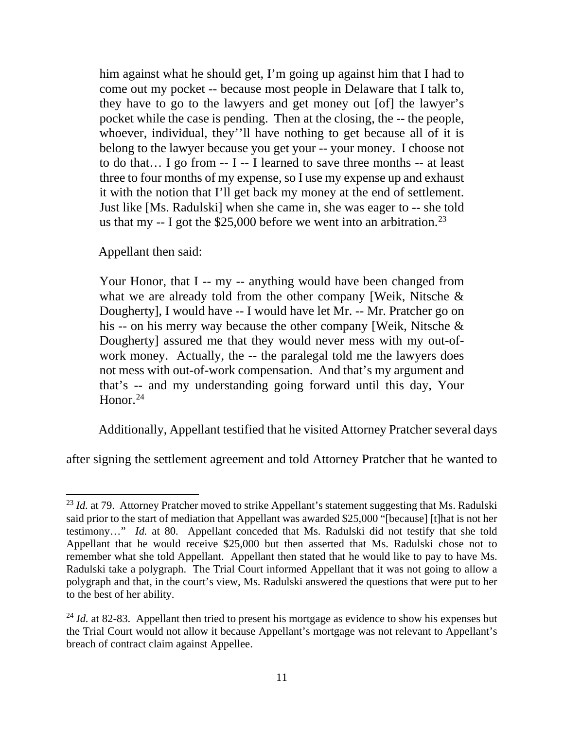> him against what he should get, I'm going up against him that I had to come out my pocket -- because most people in Delaware that I talk to, they have to go to the lawyers and get money out [of] the lawyer's pocket while the case is pending. Then at the closing, the -- the people, whoever, individual, they''ll have nothing to get because all of it is belong to the lawyer because you get your -- your money. I choose not to do that… I go from -- I -- I learned to save three months -- at least three to four months of my expense, so I use my expense up and exhaust it with the notion that I'll get back my money at the end of settlement. Just like [Ms. Radulski] when she came in, she was eager to -- she told us that my -- I got the $25,000 before we went into an arbitration.[23]

Appellant then said:

> Your Honor, that I -- my -- anything would have been changed from what we are already told from the other company [Weik, Nitsche & Dougherty], I would have -- I would have let Mr. -- Mr. Pratcher go on his -- on his merry way because the other company [Weik, Nitsche & Dougherty] assured me that they would never mess with my out-of-work money. Actually, the -- the paralegal told me the lawyers does not mess with out-of-work compensation. And that's my argument and that's -- and my understanding going forward until this day, Your Honor.[24]

Additionally, Appellant testified that he visited Attorney Pratcher several days after signing the settlement agreement and told Attorney Pratcher that he wanted to

---

[23] *Id.* at 79. Attorney Pratcher moved to strike Appellant's statement suggesting that Ms. Radulski said prior to the start of mediation that Appellant was awarded $25,000 "[because] [t]hat is not her testimony…" *Id.* at 80. Appellant conceded that Ms. Radulski did not testify that she told Appellant that he would receive $25,000 but then asserted that Ms. Radulski chose not to remember what she told Appellant. Appellant then stated that he would like to pay to have Ms. Radulski take a polygraph. The Trial Court informed Appellant that it was not going to allow a polygraph and that, in the court's view, Ms. Radulski answered the questions that were put to her to the best of her ability.

[24] *Id.* at 82-83. Appellant then tried to present his mortgage as evidence to show his expenses but the Trial Court would not allow it because Appellant's mortgage was not relevant to Appellant's breach of contract claim against Appellee.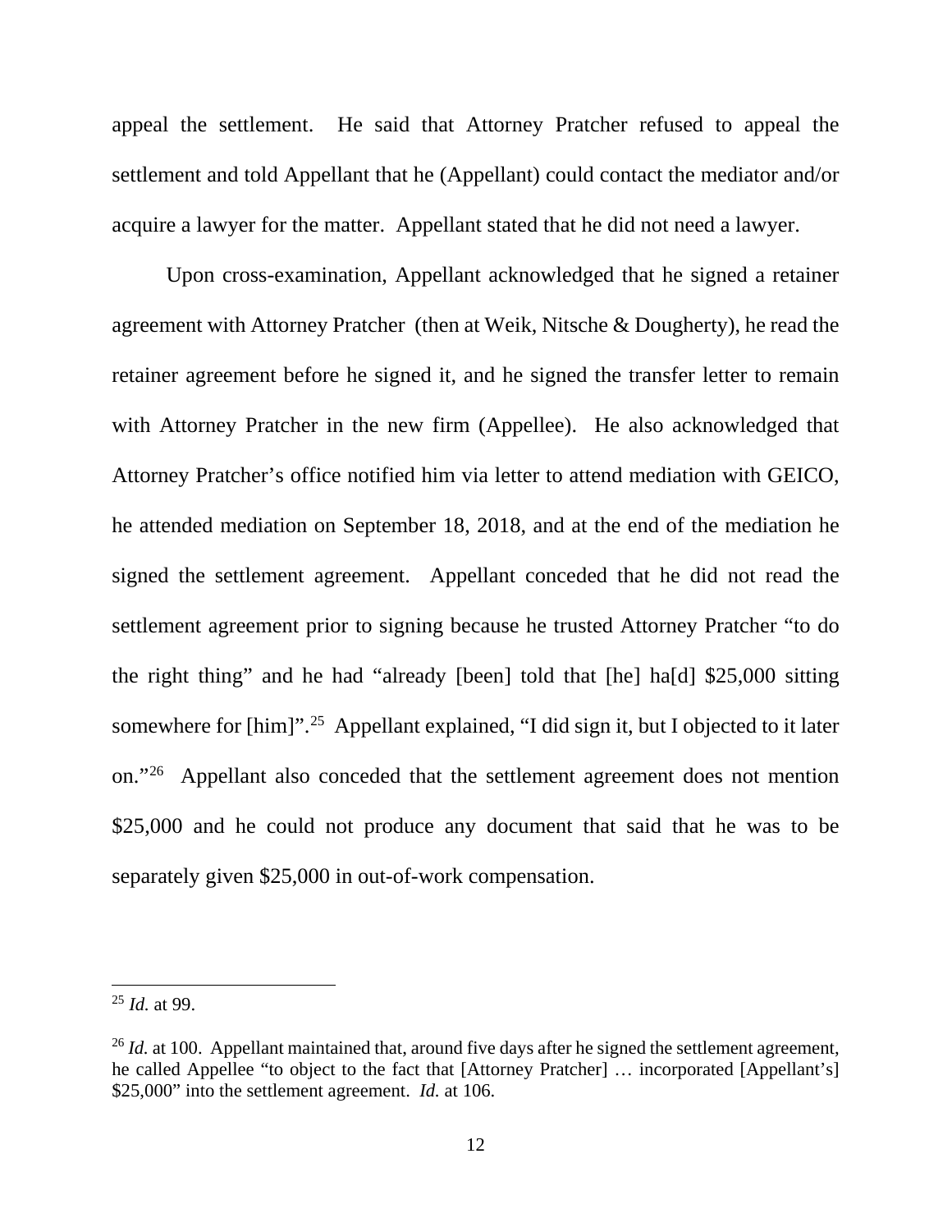appeal the settlement. He said that Attorney Pratcher refused to appeal the settlement and told Appellant that he (Appellant) could contact the mediator and/or acquire a lawyer for the matter. Appellant stated that he did not need a lawyer.

Upon cross-examination, Appellant acknowledged that he signed a retainer agreement with Attorney Pratcher (then at Weik, Nitsche & Dougherty), he read the retainer agreement before he signed it, and he signed the transfer letter to remain with Attorney Pratcher in the new firm (Appellee). He also acknowledged that Attorney Pratcher's office notified him via letter to attend mediation with GEICO, he attended mediation on September 18, 2018, and at the end of the mediation he signed the settlement agreement. Appellant conceded that he did not read the settlement agreement prior to signing because he trusted Attorney Pratcher "to do the right thing" and he had "already [been] told that [he] ha[d] $25,000 sitting somewhere for [him]".[25] Appellant explained, "I did sign it, but I objected to it later on."[26] Appellant also conceded that the settlement agreement does not mention $25,000 and he could not produce any document that said that he was to be separately given $25,000 in out-of-work compensation.

---

[25] *Id.* at 99.

[26] *Id.* at 100. Appellant maintained that, around five days after he signed the settlement agreement, he called Appellee "to object to the fact that [Attorney Pratcher] … incorporated [Appellant's] $25,000" into the settlement agreement. *Id.* at 106.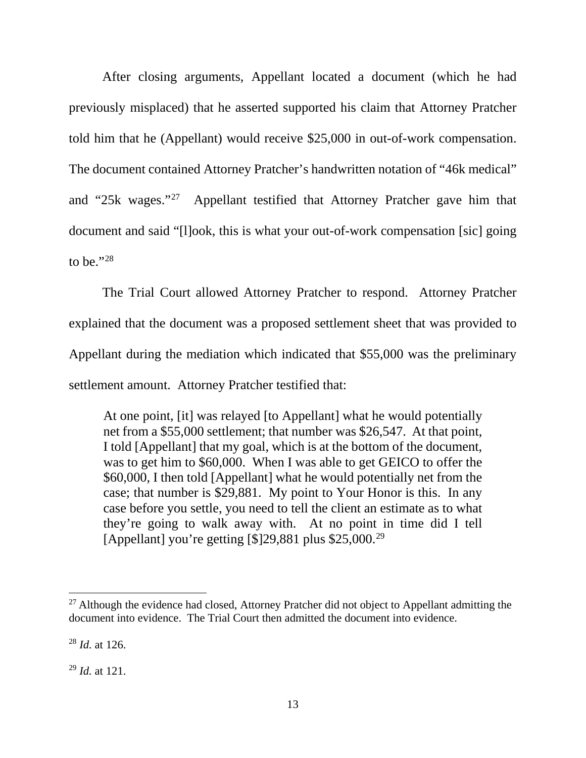After closing arguments, Appellant located a document (which he had previously misplaced) that he asserted supported his claim that Attorney Pratcher told him that he (Appellant) would receive $25,000 in out-of-work compensation. The document contained Attorney Pratcher's handwritten notation of "46k medical" and "25k wages."[27] Appellant testified that Attorney Pratcher gave him that document and said "[l]ook, this is what your out-of-work compensation [sic] going to be."[28]

The Trial Court allowed Attorney Pratcher to respond. Attorney Pratcher explained that the document was a proposed settlement sheet that was provided to Appellant during the mediation which indicated that $55,000 was the preliminary settlement amount. Attorney Pratcher testified that:

> At one point, [it] was relayed [to Appellant] what he would potentially net from a $55,000 settlement; that number was $26,547. At that point, I told [Appellant] that my goal, which is at the bottom of the document, was to get him to $60,000. When I was able to get GEICO to offer the $60,000, I then told [Appellant] what he would potentially net from the case; that number is $29,881. My point to Your Honor is this. In any case before you settle, you need to tell the client an estimate as to what they're going to walk away with. At no point in time did I tell [Appellant] you're getting [$]29,881 plus $25,000.[29]

---

[27] Although the evidence had closed, Attorney Pratcher did not object to Appellant admitting the document into evidence. The Trial Court then admitted the document into evidence.

[28] *Id.* at 126.

[29] *Id.* at 121.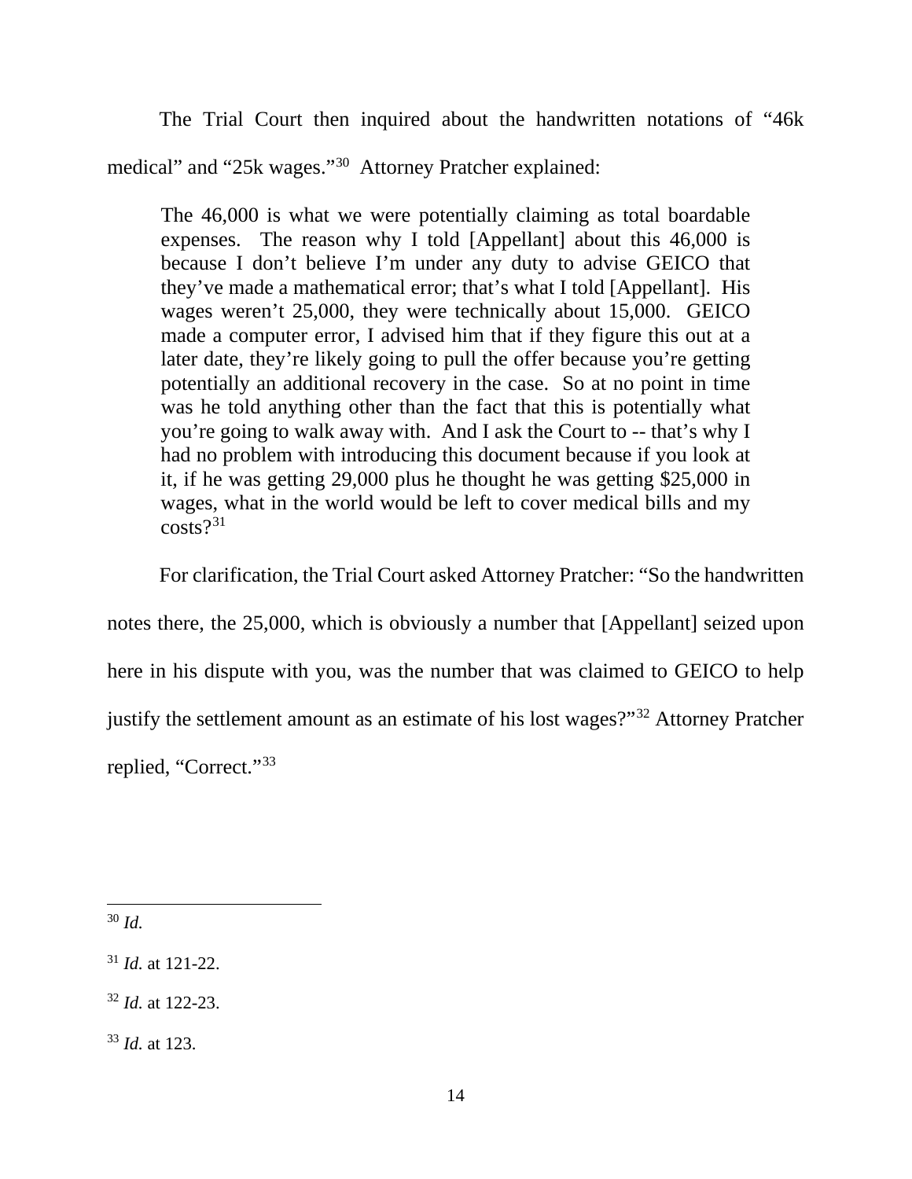The Trial Court then inquired about the handwritten notations of "46k medical" and "25k wages."[30] Attorney Pratcher explained:

> The 46,000 is what we were potentially claiming as total boardable expenses. The reason why I told [Appellant] about this 46,000 is because I don't believe I'm under any duty to advise GEICO that they've made a mathematical error; that's what I told [Appellant]. His wages weren't 25,000, they were technically about 15,000. GEICO made a computer error, I advised him that if they figure this out at a later date, they're likely going to pull the offer because you're getting potentially an additional recovery in the case. So at no point in time was he told anything other than the fact that this is potentially what you're going to walk away with. And I ask the Court to -- that's why I had no problem with introducing this document because if you look at it, if he was getting 29,000 plus he thought he was getting $25,000 in wages, what in the world would be left to cover medical bills and my costs?[31]

For clarification, the Trial Court asked Attorney Pratcher: "So the handwritten notes there, the 25,000, which is obviously a number that [Appellant] seized upon here in his dispute with you, was the number that was claimed to GEICO to help justify the settlement amount as an estimate of his lost wages?"[32] Attorney Pratcher replied, "Correct."[33]

---

[30] *Id.*

[31] *Id.* at 121-22.

[32] *Id.* at 122-23.

[33] *Id.* at 123.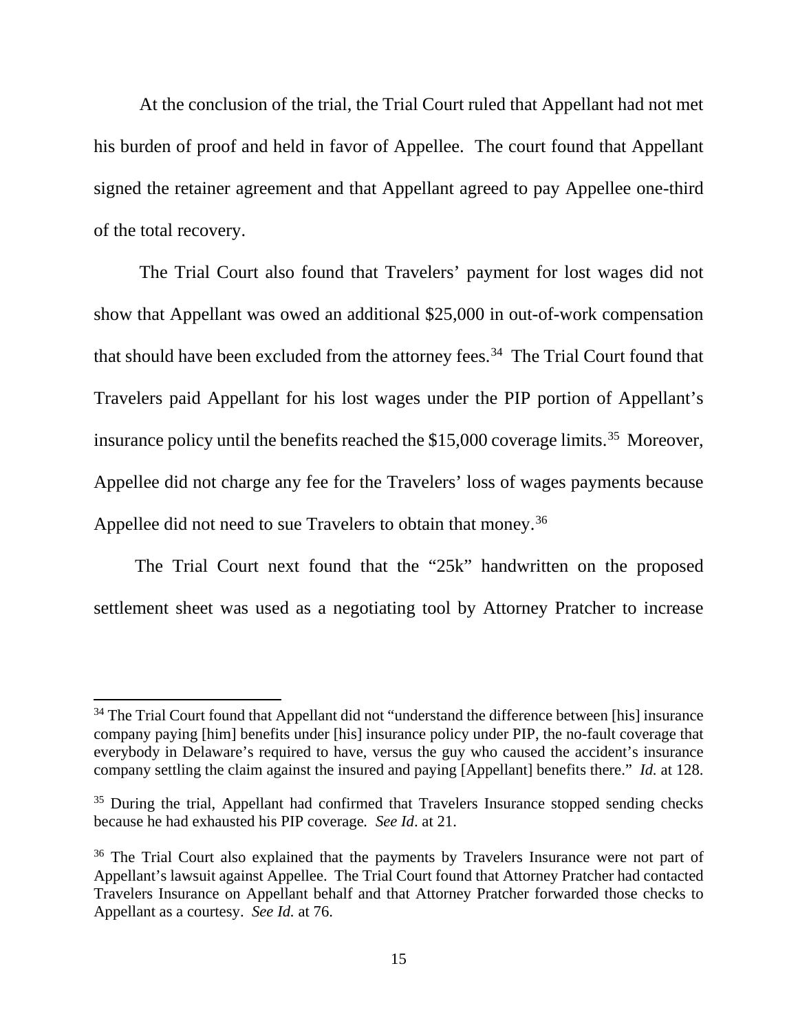At the conclusion of the trial, the Trial Court ruled that Appellant had not met his burden of proof and held in favor of Appellee. The court found that Appellant signed the retainer agreement and that Appellant agreed to pay Appellee one-third of the total recovery.

The Trial Court also found that Travelers' payment for lost wages did not show that Appellant was owed an additional $25,000 in out-of-work compensation that should have been excluded from the attorney fees.[34] The Trial Court found that Travelers paid Appellant for his lost wages under the PIP portion of Appellant's insurance policy until the benefits reached the $15,000 coverage limits.[35] Moreover, Appellee did not charge any fee for the Travelers' loss of wages payments because Appellee did not need to sue Travelers to obtain that money.[36]

The Trial Court next found that the "25k" handwritten on the proposed settlement sheet was used as a negotiating tool by Attorney Pratcher to increase

---

[34] The Trial Court found that Appellant did not "understand the difference between [his] insurance company paying [him] benefits under [his] insurance policy under PIP, the no-fault coverage that everybody in Delaware's required to have, versus the guy who caused the accident's insurance company settling the claim against the insured and paying [Appellant] benefits there." *Id.* at 128.

[35] During the trial, Appellant had confirmed that Travelers Insurance stopped sending checks because he had exhausted his PIP coverage. *See Id*. at 21.

[36] The Trial Court also explained that the payments by Travelers Insurance were not part of Appellant's lawsuit against Appellee. The Trial Court found that Attorney Pratcher had contacted Travelers Insurance on Appellant behalf and that Attorney Pratcher forwarded those checks to Appellant as a courtesy. *See Id.* at 76.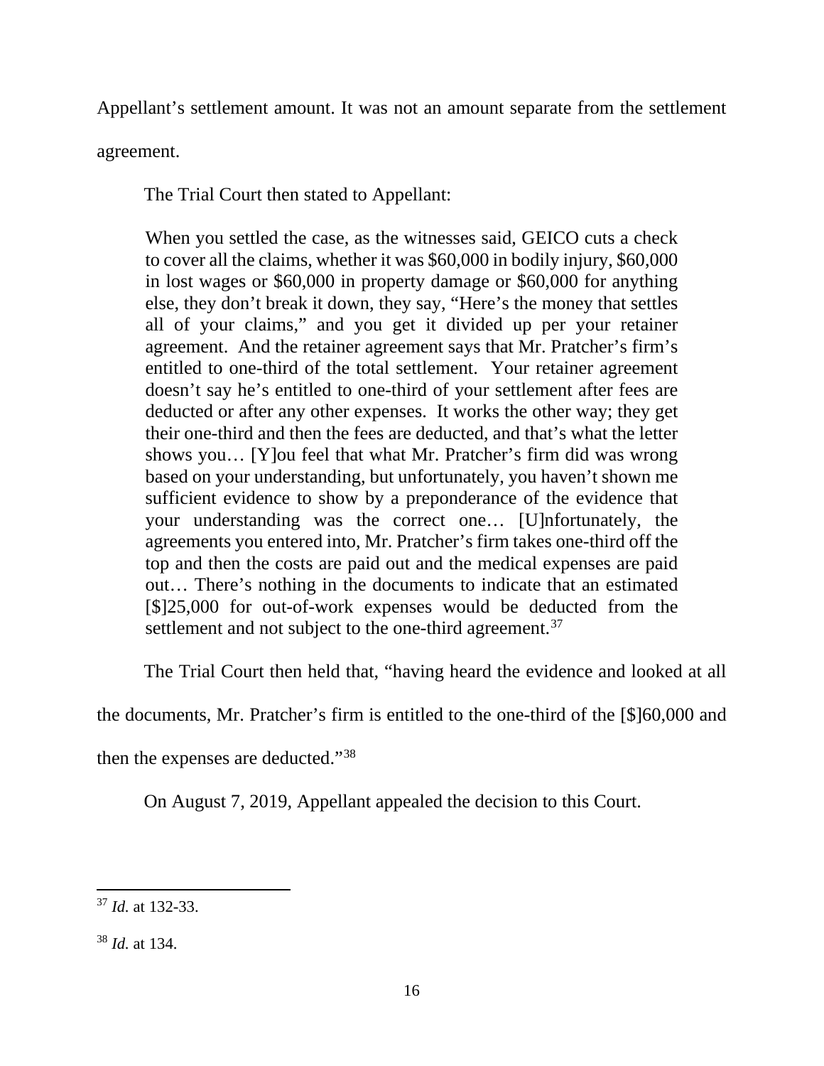Appellant's settlement amount. It was not an amount separate from the settlement agreement.

The Trial Court then stated to Appellant:

> When you settled the case, as the witnesses said, GEICO cuts a check to cover all the claims, whether it was $60,000 in bodily injury, $60,000 in lost wages or $60,000 in property damage or $60,000 for anything else, they don't break it down, they say, "Here's the money that settles all of your claims," and you get it divided up per your retainer agreement. And the retainer agreement says that Mr. Pratcher's firm's entitled to one-third of the total settlement. Your retainer agreement doesn't say he's entitled to one-third of your settlement after fees are deducted or after any other expenses. It works the other way; they get their one-third and then the fees are deducted, and that's what the letter shows you… [Y]ou feel that what Mr. Pratcher's firm did was wrong based on your understanding, but unfortunately, you haven't shown me sufficient evidence to show by a preponderance of the evidence that your understanding was the correct one… [U]nfortunately, the agreements you entered into, Mr. Pratcher's firm takes one-third off the top and then the costs are paid out and the medical expenses are paid out… There's nothing in the documents to indicate that an estimated [$]25,000 for out-of-work expenses would be deducted from the settlement and not subject to the one-third agreement.[37]

The Trial Court then held that, "having heard the evidence and looked at all the documents, Mr. Pratcher's firm is entitled to the one-third of the [$]60,000 and then the expenses are deducted."[38]

On August 7, 2019, Appellant appealed the decision to this Court.

---

[37] *Id.* at 132-33.

[38] *Id.* at 134.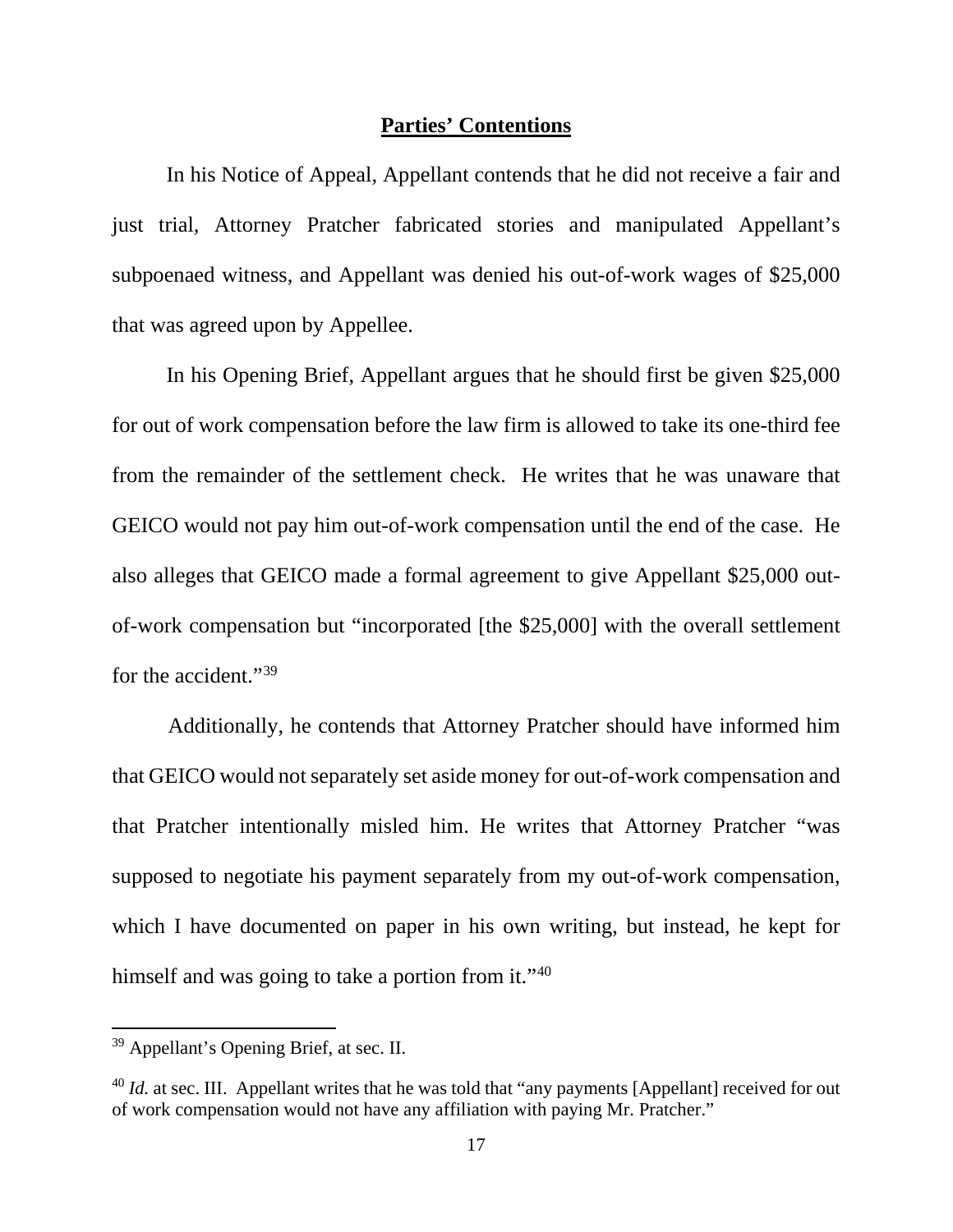## **Parties' Contentions**

In his Notice of Appeal, Appellant contends that he did not receive a fair and just trial, Attorney Pratcher fabricated stories and manipulated Appellant's subpoenaed witness, and Appellant was denied his out-of-work wages of $25,000 that was agreed upon by Appellee.

In his Opening Brief, Appellant argues that he should first be given $25,000 for out of work compensation before the law firm is allowed to take its one-third fee from the remainder of the settlement check. He writes that he was unaware that GEICO would not pay him out-of-work compensation until the end of the case. He also alleges that GEICO made a formal agreement to give Appellant $25,000 out-of-work compensation but "incorporated [the $25,000] with the overall settlement for the accident."[39]

Additionally, he contends that Attorney Pratcher should have informed him that GEICO would not separately set aside money for out-of-work compensation and that Pratcher intentionally misled him. He writes that Attorney Pratcher "was supposed to negotiate his payment separately from my out-of-work compensation, which I have documented on paper in his own writing, but instead, he kept for himself and was going to take a portion from it."[40]

---

[39] Appellant's Opening Brief, at sec. II.

[40] *Id.* at sec. III. Appellant writes that he was told that "any payments [Appellant] received for out of work compensation would not have any affiliation with paying Mr. Pratcher."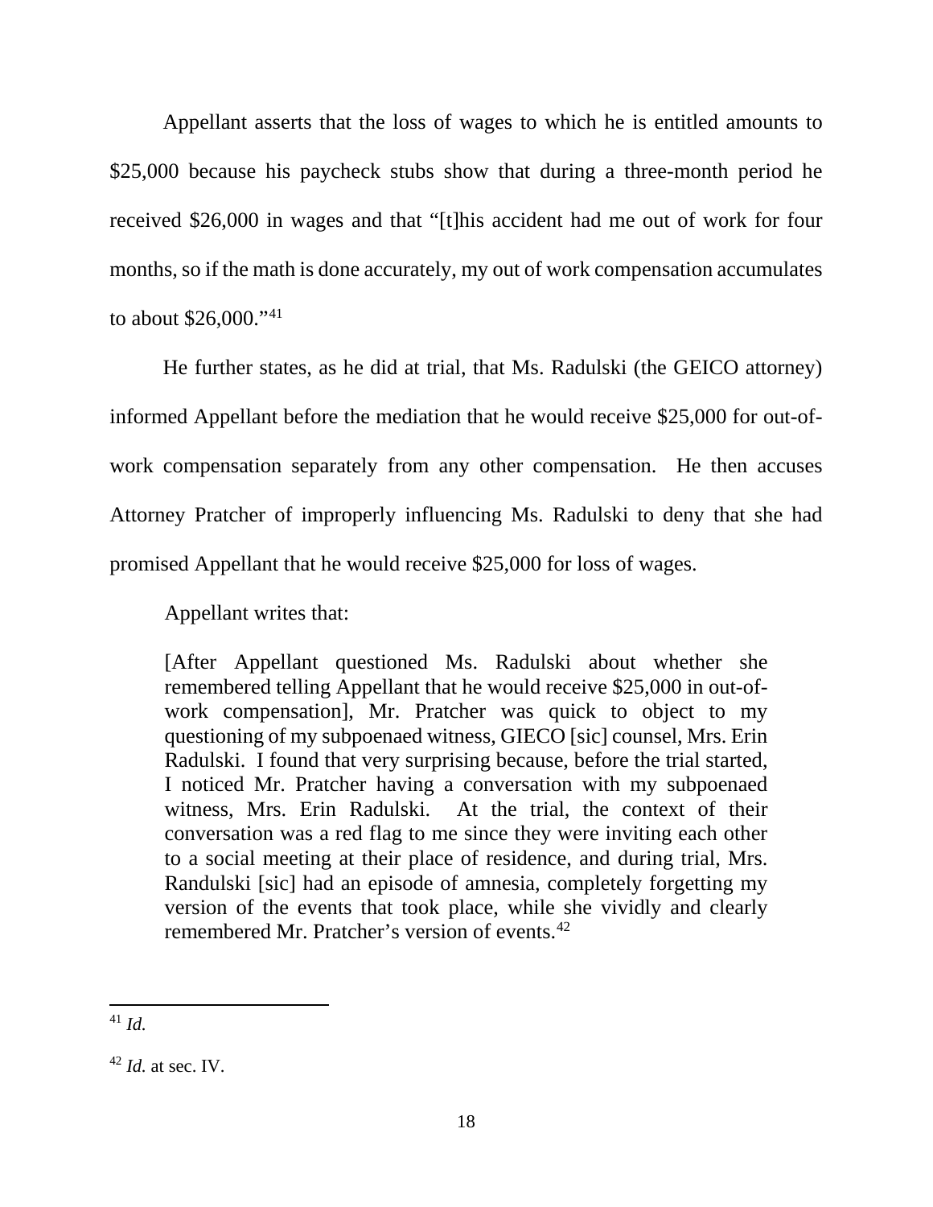Appellant asserts that the loss of wages to which he is entitled amounts to $25,000 because his paycheck stubs show that during a three-month period he received $26,000 in wages and that "[t]his accident had me out of work for four months, so if the math is done accurately, my out of work compensation accumulates to about $26,000."[41]

He further states, as he did at trial, that Ms. Radulski (the GEICO attorney) informed Appellant before the mediation that he would receive $25,000 for out-of-work compensation separately from any other compensation. He then accuses Attorney Pratcher of improperly influencing Ms. Radulski to deny that she had promised Appellant that he would receive $25,000 for loss of wages.

Appellant writes that:

> [After Appellant questioned Ms. Radulski about whether she remembered telling Appellant that he would receive $25,000 in out-of-work compensation], Mr. Pratcher was quick to object to my questioning of my subpoenaed witness, GIECO [sic] counsel, Mrs. Erin Radulski. I found that very surprising because, before the trial started, I noticed Mr. Pratcher having a conversation with my subpoenaed witness, Mrs. Erin Radulski. At the trial, the context of their conversation was a red flag to me since they were inviting each other to a social meeting at their place of residence, and during trial, Mrs. Randulski [sic] had an episode of amnesia, completely forgetting my version of the events that took place, while she vividly and clearly remembered Mr. Pratcher's version of events.[42]

---

[41] *Id.*

[42] *Id.* at sec. IV.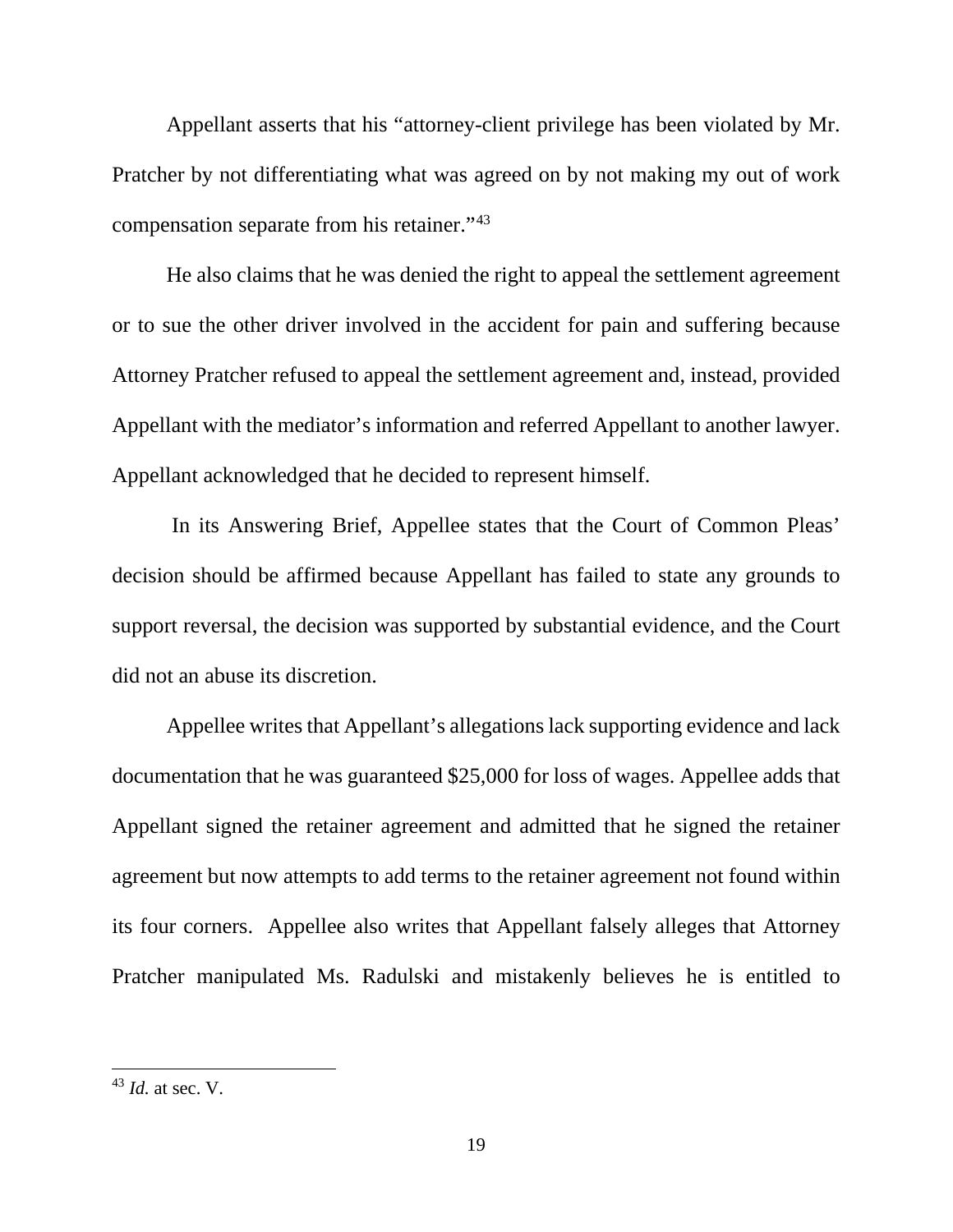Appellant asserts that his "attorney-client privilege has been violated by Mr. Pratcher by not differentiating what was agreed on by not making my out of work compensation separate from his retainer."[43]

He also claims that he was denied the right to appeal the settlement agreement or to sue the other driver involved in the accident for pain and suffering because Attorney Pratcher refused to appeal the settlement agreement and, instead, provided Appellant with the mediator's information and referred Appellant to another lawyer. Appellant acknowledged that he decided to represent himself.

In its Answering Brief, Appellee states that the Court of Common Pleas' decision should be affirmed because Appellant has failed to state any grounds to support reversal, the decision was supported by substantial evidence, and the Court did not an abuse its discretion.

Appellee writes that Appellant's allegations lack supporting evidence and lack documentation that he was guaranteed $25,000 for loss of wages. Appellee adds that Appellant signed the retainer agreement and admitted that he signed the retainer agreement but now attempts to add terms to the retainer agreement not found within its four corners. Appellee also writes that Appellant falsely alleges that Attorney Pratcher manipulated Ms. Radulski and mistakenly believes he is entitled to

---

[43] *Id.* at sec. V.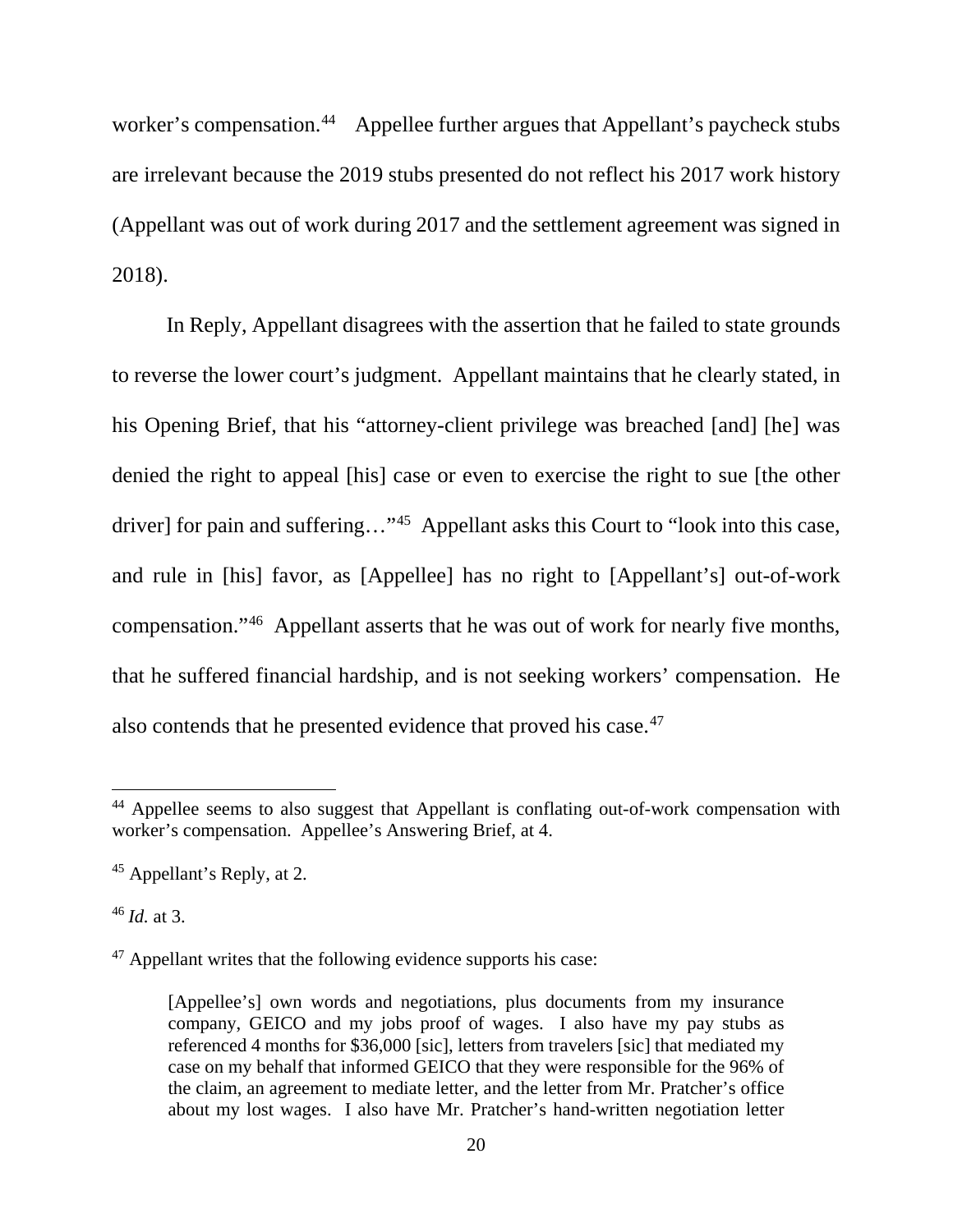worker's compensation.[44] Appellee further argues that Appellant's paycheck stubs are irrelevant because the 2019 stubs presented do not reflect his 2017 work history (Appellant was out of work during 2017 and the settlement agreement was signed in 2018).

In Reply, Appellant disagrees with the assertion that he failed to state grounds to reverse the lower court's judgment. Appellant maintains that he clearly stated, in his Opening Brief, that his "attorney-client privilege was breached [and] [he] was denied the right to appeal [his] case or even to exercise the right to sue [the other driver] for pain and suffering…"[45] Appellant asks this Court to "look into this case, and rule in [his] favor, as [Appellee] has no right to [Appellant's] out-of-work compensation."[46] Appellant asserts that he was out of work for nearly five months, that he suffered financial hardship, and is not seeking workers' compensation. He also contends that he presented evidence that proved his case.[47]

---

[44] Appellee seems to also suggest that Appellant is conflating out-of-work compensation with worker's compensation. Appellee's Answering Brief, at 4.

[45] Appellant's Reply, at 2.

[46] *Id.* at 3.

[47] Appellant writes that the following evidence supports his case:

> [Appellee's] own words and negotiations, plus documents from my insurance company, GEICO and my jobs proof of wages. I also have my pay stubs as referenced 4 months for $36,000 [sic], letters from travelers [sic] that mediated my case on my behalf that informed GEICO that they were responsible for the 96% of the claim, an agreement to mediate letter, and the letter from Mr. Pratcher's office about my lost wages. I also have Mr. Pratcher's hand-written negotiation letter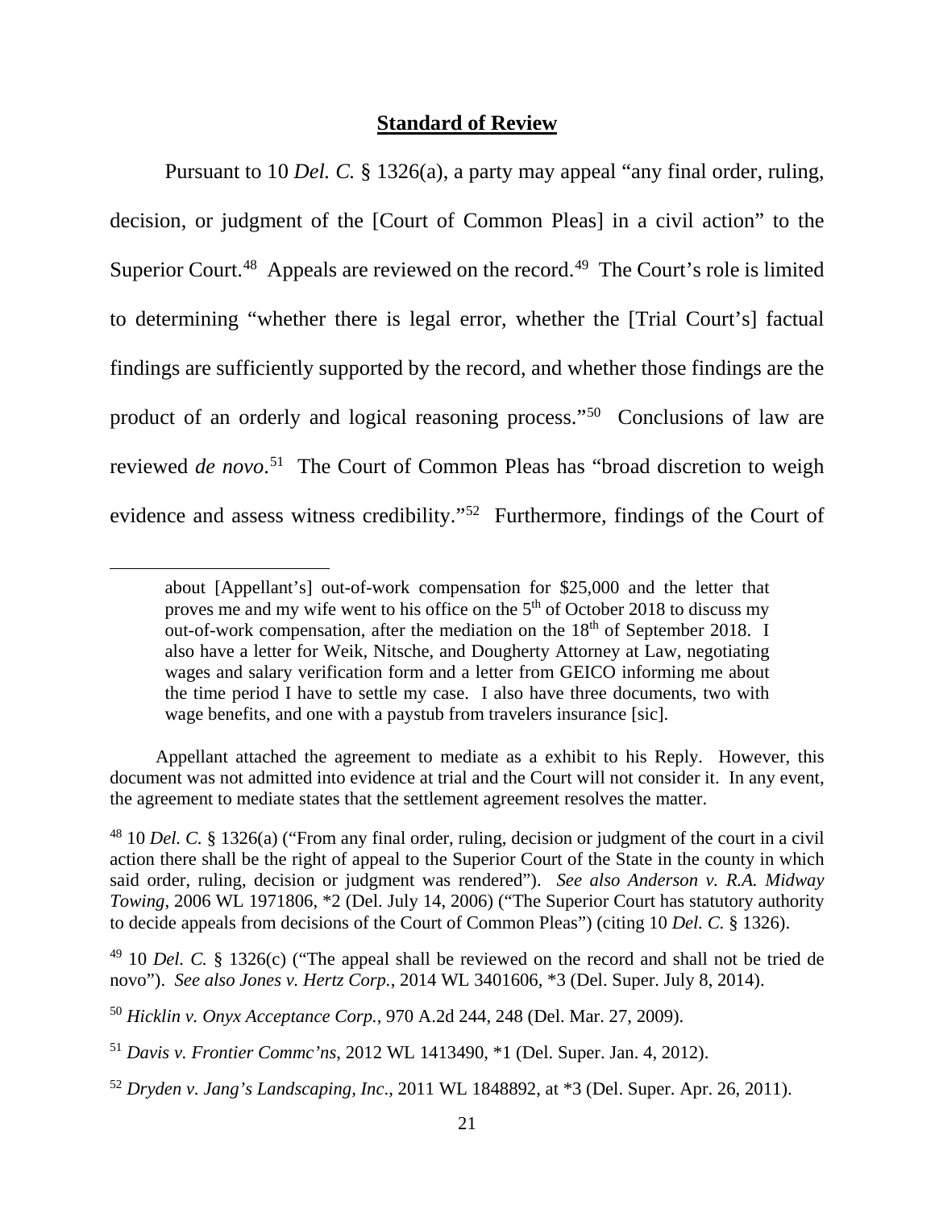## **Standard of Review**

Pursuant to 10 *Del. C.* § 1326(a), a party may appeal "any final order, ruling, decision, or judgment of the [Court of Common Pleas] in a civil action" to the Superior Court.[48] Appeals are reviewed on the record.[49] The Court's role is limited to determining "whether there is legal error, whether the [Trial Court's] factual findings are sufficiently supported by the record, and whether those findings are the product of an orderly and logical reasoning process."[50] Conclusions of law are reviewed *de novo*.[51] The Court of Common Pleas has "broad discretion to weigh evidence and assess witness credibility."[52] Furthermore, findings of the Court of

---

> about [Appellant's] out-of-work compensation for $25,000 and the letter that proves me and my wife went to his office on the 5th of October 2018 to discuss my out-of-work compensation, after the mediation on the 18th of September 2018. I also have a letter for Weik, Nitsche, and Dougherty Attorney at Law, negotiating wages and salary verification form and a letter from GEICO informing me about the time period I have to settle my case. I also have three documents, two with wage benefits, and one with a paystub from travelers insurance [sic].

Appellant attached the agreement to mediate as a exhibit to his Reply. However, this document was not admitted into evidence at trial and the Court will not consider it. In any event, the agreement to mediate states that the settlement agreement resolves the matter.

[48] 10 *Del. C.* § 1326(a) ("From any final order, ruling, decision or judgment of the court in a civil action there shall be the right of appeal to the Superior Court of the State in the county in which said order, ruling, decision or judgment was rendered"). *See also Anderson v. R.A. Midway Towing*, 2006 WL 1971806, *2 (Del. July 14, 2006) ("The Superior Court has statutory authority to decide appeals from decisions of the Court of Common Pleas") (citing 10 *Del. C.* § 1326).

[49] 10 *Del. C.* § 1326(c) ("The appeal shall be reviewed on the record and shall not be tried de novo"). *See also Jones v. Hertz Corp.*, 2014 WL 3401606, *3 (Del. Super. July 8, 2014).

[50] *Hicklin v. Onyx Acceptance Corp.*, 970 A.2d 244, 248 (Del. Mar. 27, 2009).

[51] *Davis v. Frontier Commc'ns*, 2012 WL 1413490, *1 (Del. Super. Jan. 4, 2012).

[52] *Dryden v. Jang's Landscaping, Inc.*, 2011 WL 1848892, at *3 (Del. Super. Apr. 26, 2011).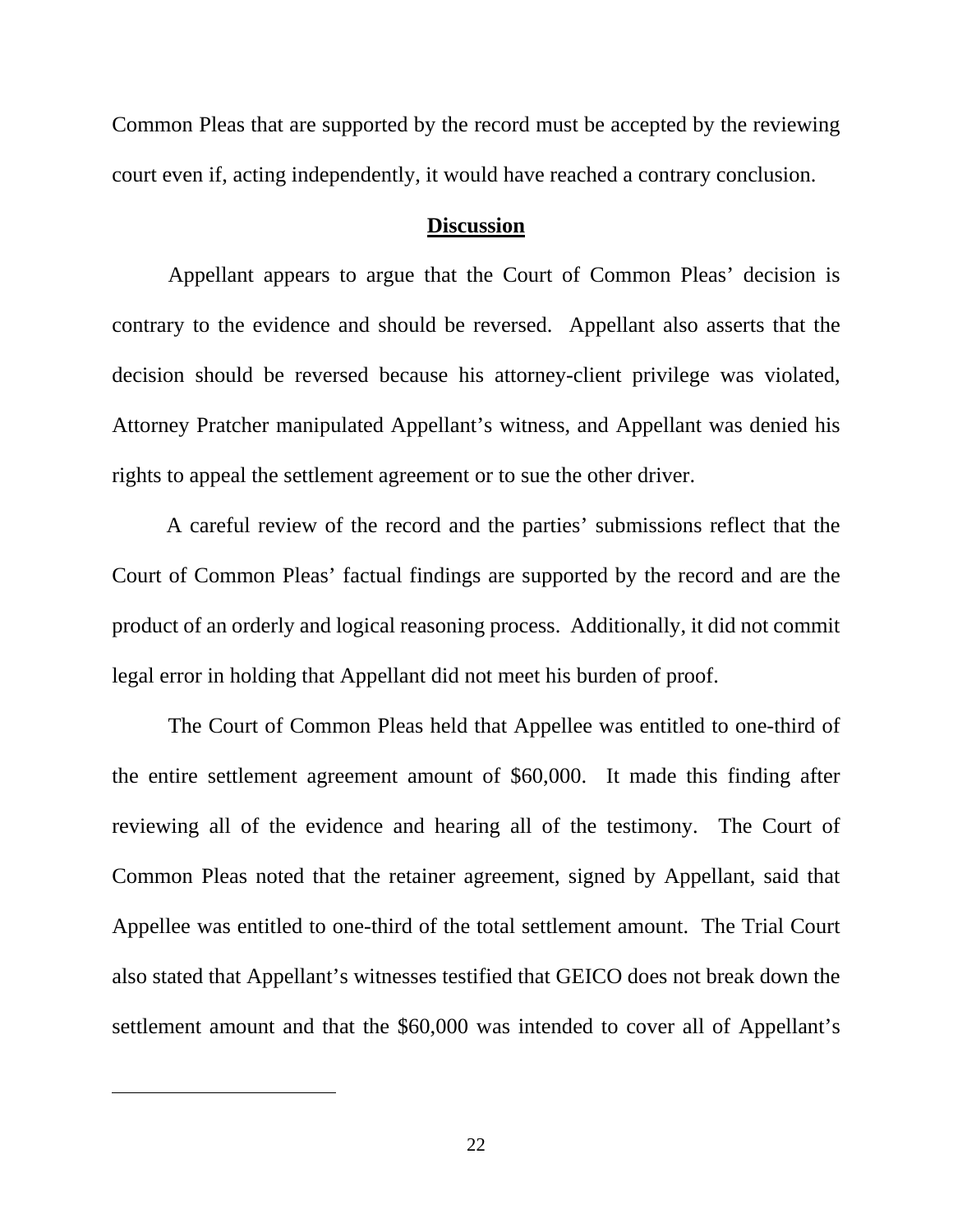Common Pleas that are supported by the record must be accepted by the reviewing court even if, acting independently, it would have reached a contrary conclusion.

## **Discussion**

Appellant appears to argue that the Court of Common Pleas' decision is contrary to the evidence and should be reversed. Appellant also asserts that the decision should be reversed because his attorney-client privilege was violated, Attorney Pratcher manipulated Appellant's witness, and Appellant was denied his rights to appeal the settlement agreement or to sue the other driver.

A careful review of the record and the parties' submissions reflect that the Court of Common Pleas' factual findings are supported by the record and are the product of an orderly and logical reasoning process. Additionally, it did not commit legal error in holding that Appellant did not meet his burden of proof.

The Court of Common Pleas held that Appellee was entitled to one-third of the entire settlement agreement amount of $60,000. It made this finding after reviewing all of the evidence and hearing all of the testimony. The Court of Common Pleas noted that the retainer agreement, signed by Appellant, said that Appellee was entitled to one-third of the total settlement amount. The Trial Court also stated that Appellant's witnesses testified that GEICO does not break down the settlement amount and that the $60,000 was intended to cover all of Appellant's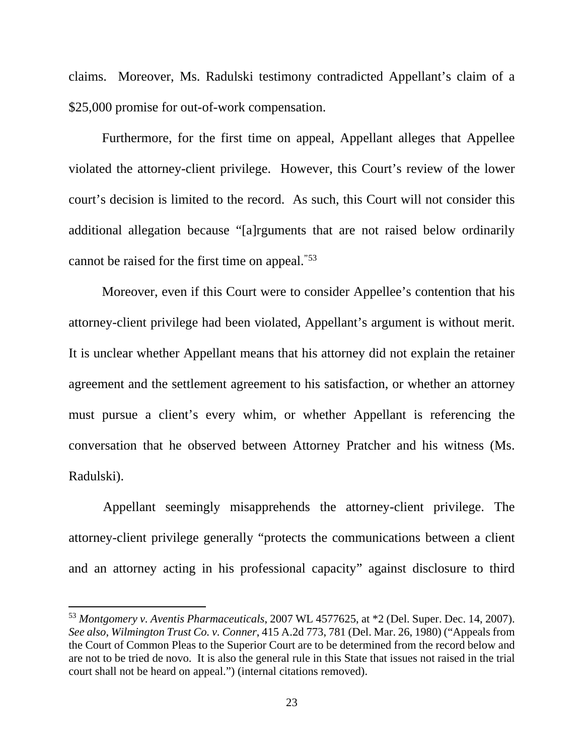claims. Moreover, Ms. Radulski testimony contradicted Appellant's claim of a $25,000 promise for out-of-work compensation.

Furthermore, for the first time on appeal, Appellant alleges that Appellee violated the attorney-client privilege. However, this Court's review of the lower court's decision is limited to the record. As such, this Court will not consider this additional allegation because "[a]rguments that are not raised below ordinarily cannot be raised for the first time on appeal."[53]

Moreover, even if this Court were to consider Appellee's contention that his attorney-client privilege had been violated, Appellant's argument is without merit. It is unclear whether Appellant means that his attorney did not explain the retainer agreement and the settlement agreement to his satisfaction, or whether an attorney must pursue a client's every whim, or whether Appellant is referencing the conversation that he observed between Attorney Pratcher and his witness (Ms. Radulski).

Appellant seemingly misapprehends the attorney-client privilege. The attorney-client privilege generally "protects the communications between a client and an attorney acting in his professional capacity" against disclosure to third

---

[53] *Montgomery v. Aventis Pharmaceuticals*, 2007 WL 4577625, at *2 (Del. Super. Dec. 14, 2007). *See also*, *Wilmington Trust Co. v. Conner*, 415 A.2d 773, 781 (Del. Mar. 26, 1980) ("Appeals from the Court of Common Pleas to the Superior Court are to be determined from the record below and are not to be tried de novo. It is also the general rule in this State that issues not raised in the trial court shall not be heard on appeal.") (internal citations removed).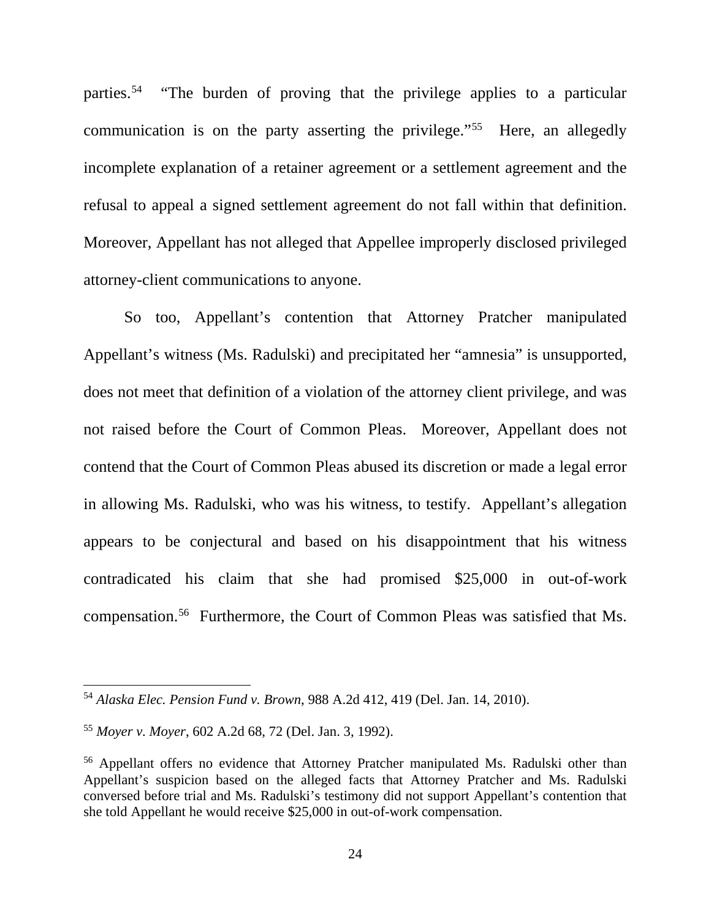parties.[54] "The burden of proving that the privilege applies to a particular communication is on the party asserting the privilege."[55] Here, an allegedly incomplete explanation of a retainer agreement or a settlement agreement and the refusal to appeal a signed settlement agreement do not fall within that definition. Moreover, Appellant has not alleged that Appellee improperly disclosed privileged attorney-client communications to anyone.

So too, Appellant's contention that Attorney Pratcher manipulated Appellant's witness (Ms. Radulski) and precipitated her "amnesia" is unsupported, does not meet that definition of a violation of the attorney client privilege, and was not raised before the Court of Common Pleas. Moreover, Appellant does not contend that the Court of Common Pleas abused its discretion or made a legal error in allowing Ms. Radulski, who was his witness, to testify. Appellant's allegation appears to be conjectural and based on his disappointment that his witness contradicated his claim that she had promised $25,000 in out-of-work compensation.[56] Furthermore, the Court of Common Pleas was satisfied that Ms.

---

[54] *Alaska Elec. Pension Fund v. Brown*, 988 A.2d 412, 419 (Del. Jan. 14, 2010).

[55] *Moyer v. Moyer*, 602 A.2d 68, 72 (Del. Jan. 3, 1992).

[56] Appellant offers no evidence that Attorney Pratcher manipulated Ms. Radulski other than Appellant's suspicion based on the alleged facts that Attorney Pratcher and Ms. Radulski conversed before trial and Ms. Radulski's testimony did not support Appellant's contention that she told Appellant he would receive $25,000 in out-of-work compensation.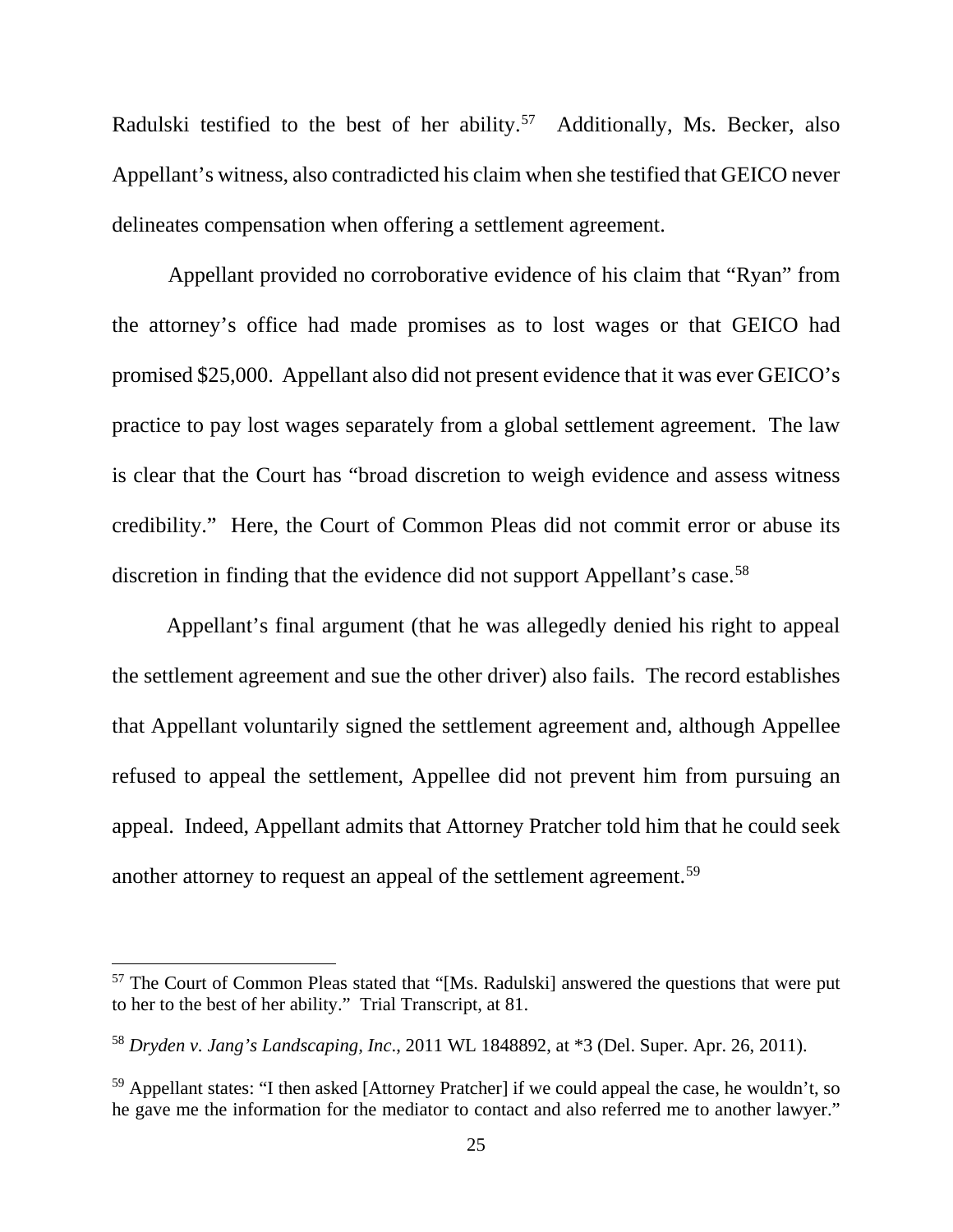Radulski testified to the best of her ability.[57] Additionally, Ms. Becker, also Appellant's witness, also contradicted his claim when she testified that GEICO never delineates compensation when offering a settlement agreement.

Appellant provided no corroborative evidence of his claim that "Ryan" from the attorney's office had made promises as to lost wages or that GEICO had promised $25,000. Appellant also did not present evidence that it was ever GEICO's practice to pay lost wages separately from a global settlement agreement. The law is clear that the Court has "broad discretion to weigh evidence and assess witness credibility." Here, the Court of Common Pleas did not commit error or abuse its discretion in finding that the evidence did not support Appellant's case.[58]

Appellant's final argument (that he was allegedly denied his right to appeal the settlement agreement and sue the other driver) also fails. The record establishes that Appellant voluntarily signed the settlement agreement and, although Appellee refused to appeal the settlement, Appellee did not prevent him from pursuing an appeal. Indeed, Appellant admits that Attorney Pratcher told him that he could seek another attorney to request an appeal of the settlement agreement.[59]

---

[57] The Court of Common Pleas stated that "[Ms. Radulski] answered the questions that were put to her to the best of her ability." Trial Transcript, at 81.

[58] *Dryden v. Jang's Landscaping, Inc*., 2011 WL 1848892, at *3 (Del. Super. Apr. 26, 2011).

[59] Appellant states: "I then asked [Attorney Pratcher] if we could appeal the case, he wouldn't, so he gave me the information for the mediator to contact and also referred me to another lawyer."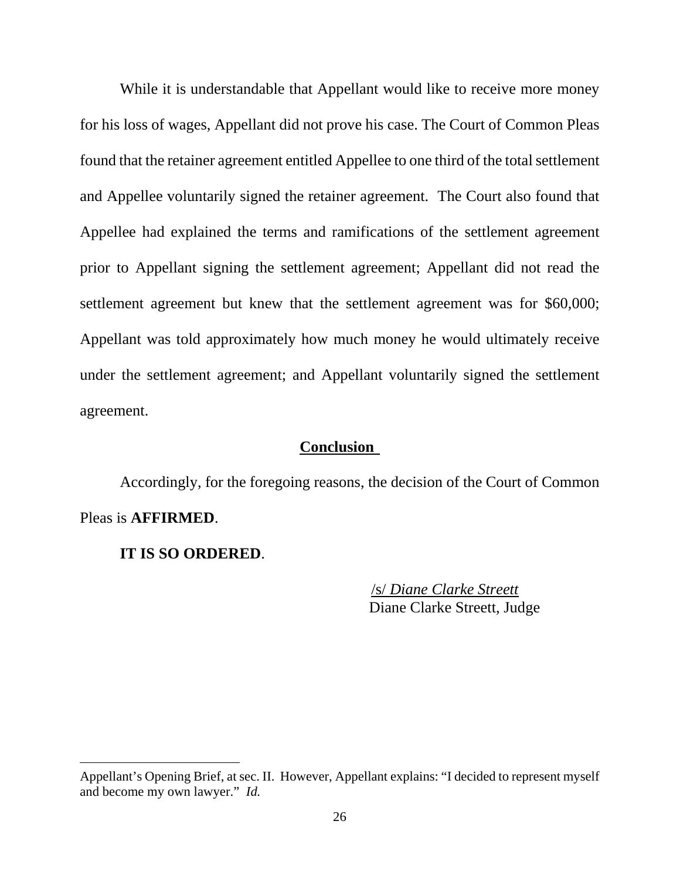While it is understandable that Appellant would like to receive more money for his loss of wages, Appellant did not prove his case. The Court of Common Pleas found that the retainer agreement entitled Appellee to one third of the total settlement and Appellee voluntarily signed the retainer agreement. The Court also found that Appellee had explained the terms and ramifications of the settlement agreement prior to Appellant signing the settlement agreement; Appellant did not read the settlement agreement but knew that the settlement agreement was for $60,000; Appellant was told approximately how much money he would ultimately receive under the settlement agreement; and Appellant voluntarily signed the settlement agreement.

## Conclusion

Accordingly, for the foregoing reasons, the decision of the Court of Common Pleas is **AFFIRMED**.

**IT IS SO ORDERED**.

/s/ *Diane Clarke Streett*
Diane Clarke Streett, Judge

---

Appellant's Opening Brief, at sec. II. However, Appellant explains: "I decided to represent myself and become my own lawyer." *Id.*